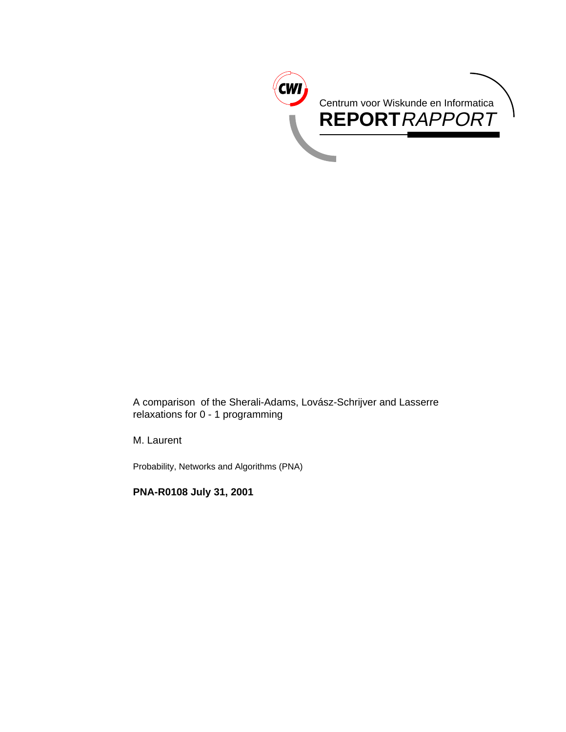Centrum voor Wiskunde en Informatica

**REPORT** *RAPPORT*

A comparison of the Sherali-Adams, Lovász-Schrijver and Lasserre relaxations for 0 - 1 programming

M. Laurent

Probability, Networks and Algorithms (PNA)

**PNA-R0108 July 31, 2001**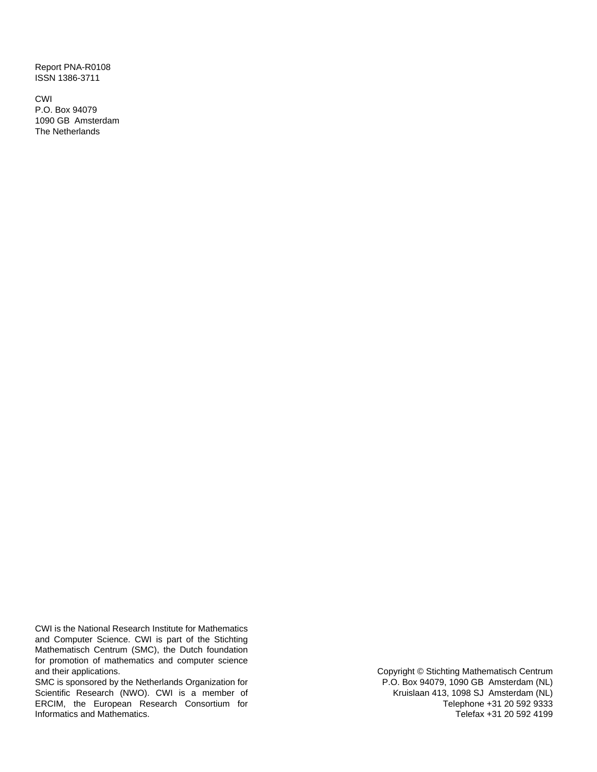Report PNA-R0108
ISSN 1386-3711

CWI
P.O. Box 94079
1090 GB Amsterdam
The Netherlands

CWI is the National Research Institute for Mathematics and Computer Science. CWI is part of the Stichting Mathematisch Centrum (SMC), the Dutch foundation for promotion of mathematics and computer science and their applications.
SMC is sponsored by the Netherlands Organization for Scientific Research (NWO). CWI is a member of ERCIM, the European Research Consortium for Informatics and Mathematics.

Copyright © Stichting Mathematisch Centrum
P.O. Box 94079, 1090 GB Amsterdam (NL)
Kruislaan 413, 1098 SJ Amsterdam (NL)
Telephone +31 20 592 9333
Telefax +31 20 592 4199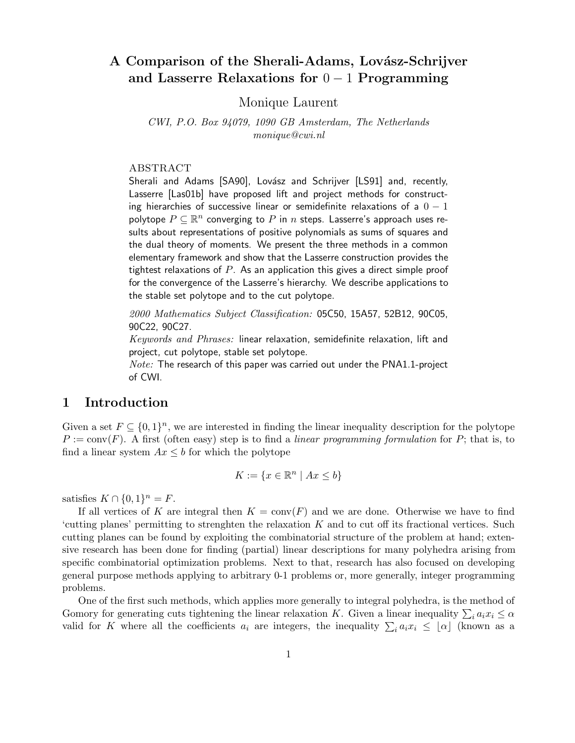# A Comparison of the Sherali-Adams, Lovász-Schrijver and Lasserre Relaxations for $0-1$ Programming

Monique Laurent

*CWI, P.O. Box 94079, 1090 GB Amsterdam, The Netherlands*
*monique@cwi.nl*

ABSTRACT

Sherali and Adams [SA90], Lovász and Schrijver [LS91] and, recently, Lasserre [Las01b] have proposed lift and project methods for constructing hierarchies of successive linear or semidefinite relaxations of a $0-1$ polytope $P \subseteq \mathbb{R}^n$ converging to $P$ in $n$ steps. Lasserre's approach uses results about representations of positive polynomials as sums of squares and the dual theory of moments. We present the three methods in a common elementary framework and show that the Lasserre construction provides the tightest relaxations of $P$. As an application this gives a direct simple proof for the convergence of the Lasserre's hierarchy. We describe applications to the stable set polytope and to the cut polytope.

*2000 Mathematics Subject Classification:* 05C50, 15A57, 52B12, 90C05, 90C22, 90C27.

*Keywords and Phrases:* linear relaxation, semidefinite relaxation, lift and project, cut polytope, stable set polytope.

*Note:* The research of this paper was carried out under the PNA1.1-project of CWI.

## 1 Introduction

Given a set $F \subseteq \{0,1\}^n$, we are interested in finding the linear inequality description for the polytope $P := \text{conv}(F)$. A first (often easy) step is to find a *linear programming formulation* for $P$; that is, to find a linear system $Ax \leq b$ for which the polytope

$$K := \{x \in \mathbb{R}^n \mid Ax \leq b\}$$

satisfies $K \cap \{0,1\}^n = F$.

If all vertices of $K$ are integral then $K = \text{conv}(F)$ and we are done. Otherwise we have to find 'cutting planes' permitting to strenghten the relaxation $K$ and to cut off its fractional vertices. Such cutting planes can be found by exploiting the combinatorial structure of the problem at hand; extensive research has been done for finding (partial) linear descriptions for many polyhedra arising from specific combinatorial optimization problems. Next to that, research has also focused on developing general purpose methods applying to arbitrary 0-1 problems or, more generally, integer programming problems.

One of the first such methods, which applies more generally to integral polyhedra, is the method of Gomory for generating cuts tightening the linear relaxation $K$. Given a linear inequality $\sum_i a_i x_i \leq \alpha$ valid for $K$ where all the coefficients $a_i$ are integers, the inequality $\sum_i a_i x_i \leq \lfloor \alpha \rfloor$ (known as a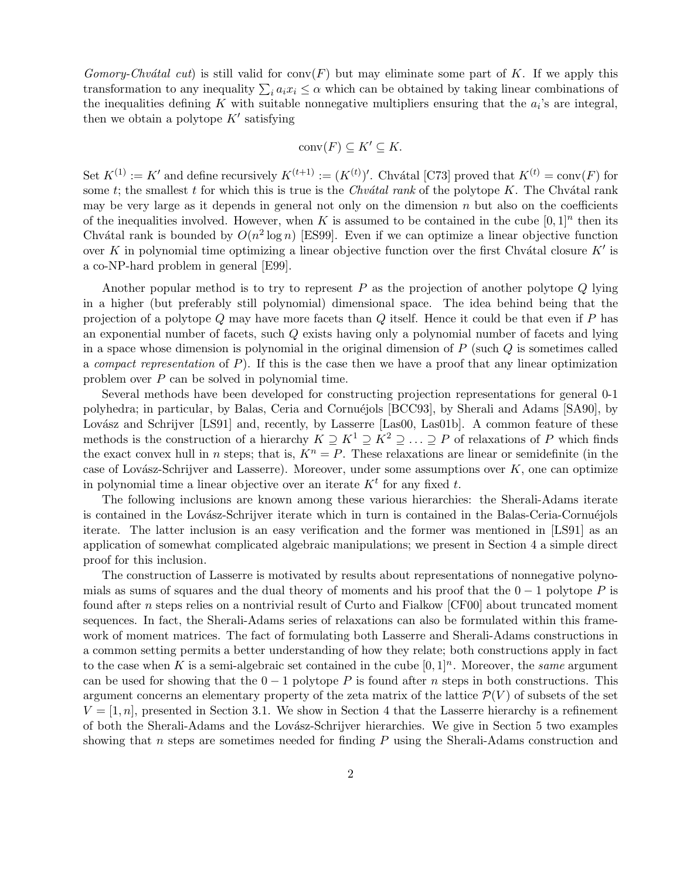*Gomory-Chvátal cut*) is still valid for $\text{conv}(F)$ but may eliminate some part of $K$. If we apply this transformation to any inequality $\sum_i a_i x_i \leq \alpha$ which can be obtained by taking linear combinations of the inequalities defining $K$ with suitable nonnegative multipliers ensuring that the $a_i$'s are integral, then we obtain a polytope $K'$ satisfying

$$\text{conv}(F) \subseteq K' \subseteq K.$$

Set $K^{(1)} := K'$ and define recursively $K^{(t+1)} := (K^{(t)})'$. Chvátal [C73] proved that $K^{(t)} = \text{conv}(F)$ for some $t$; the smallest $t$ for which this is true is the *Chvátal rank* of the polytope $K$. The Chvátal rank may be very large as it depends in general not only on the dimension $n$ but also on the coefficients of the inequalities involved. However, when $K$ is assumed to be contained in the cube $[0,1]^n$ then its Chvátal rank is bounded by $O(n^2 \log n)$ [ES99]. Even if we can optimize a linear objective function over $K$ in polynomial time optimizing a linear objective function over the first Chvátal closure $K'$ is a co-NP-hard problem in general [E99].

Another popular method is to try to represent $P$ as the projection of another polytope $Q$ lying in a higher (but preferably still polynomial) dimensional space. The idea behind being that the projection of a polytope $Q$ may have more facets than $Q$ itself. Hence it could be that even if $P$ has an exponential number of facets, such $Q$ exists having only a polynomial number of facets and lying in a space whose dimension is polynomial in the original dimension of $P$ (such $Q$ is sometimes called a *compact representation* of $P$). If this is the case then we have a proof that any linear optimization problem over $P$ can be solved in polynomial time.

Several methods have been developed for constructing projection representations for general 0-1 polyhedra; in particular, by Balas, Ceria and Cornuéjols [BCC93], by Sherali and Adams [SA90], by Lovász and Schrijver [LS91] and, recently, by Lasserre [Las00, Las01b]. A common feature of these methods is the construction of a hierarchy $K \supseteq K^1 \supseteq K^2 \supseteq \ldots \supseteq P$ of relaxations of $P$ which finds the exact convex hull in $n$ steps; that is, $K^n = P$. These relaxations are linear or semidefinite (in the case of Lovász-Schrijver and Lasserre). Moreover, under some assumptions over $K$, one can optimize in polynomial time a linear objective over an iterate $K^t$ for any fixed $t$.

The following inclusions are known among these various hierarchies: the Sherali-Adams iterate is contained in the Lovász-Schrijver iterate which in turn is contained in the Balas-Ceria-Cornuéjols iterate. The latter inclusion is an easy verification and the former was mentioned in [LS91] as an application of somewhat complicated algebraic manipulations; we present in Section 4 a simple direct proof for this inclusion.

The construction of Lasserre is motivated by results about representations of nonnegative polynomials as sums of squares and the dual theory of moments and his proof that the $0-1$ polytope $P$ is found after $n$ steps relies on a nontrivial result of Curto and Fialkow [CF00] about truncated moment sequences. In fact, the Sherali-Adams series of relaxations can also be formulated within this framework of moment matrices. The fact of formulating both Lasserre and Sherali-Adams constructions in a common setting permits a better understanding of how they relate; both constructions apply in fact to the case when $K$ is a semi-algebraic set contained in the cube $[0,1]^n$. Moreover, the *same* argument can be used for showing that the $0-1$ polytope $P$ is found after $n$ steps in both constructions. This argument concerns an elementary property of the zeta matrix of the lattice $\mathcal{P}(V)$ of subsets of the set $V = [1,n]$, presented in Section 3.1. We show in Section 4 that the Lasserre hierarchy is a refinement of both the Sherali-Adams and the Lovász-Schrijver hierarchies. We give in Section 5 two examples showing that $n$ steps are sometimes needed for finding $P$ using the Sherali-Adams construction and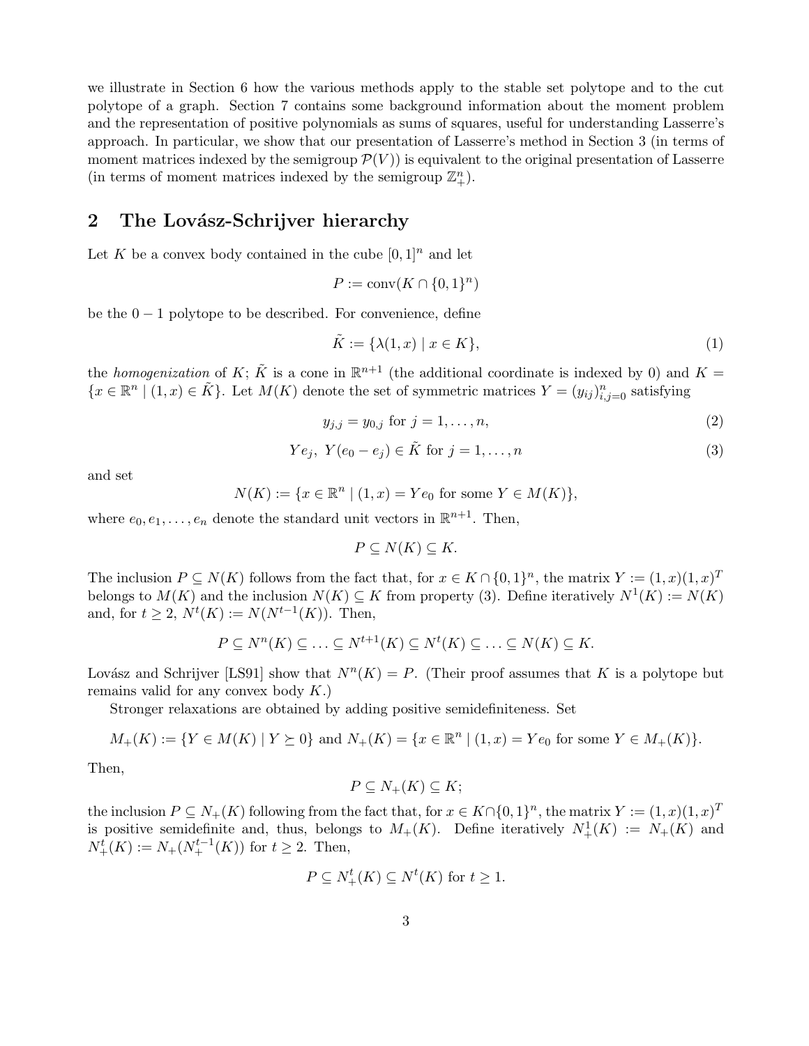we illustrate in Section 6 how the various methods apply to the stable set polytope and to the cut polytope of a graph. Section 7 contains some background information about the moment problem and the representation of positive polynomials as sums of squares, useful for understanding Lasserre's approach. In particular, we show that our presentation of Lasserre's method in Section 3 (in terms of moment matrices indexed by the semigroup $\mathcal{P}(V)$) is equivalent to the original presentation of Lasserre (in terms of moment matrices indexed by the semigroup $\mathbb{Z}_+^n$).

## 2 The Lovász-Schrijver hierarchy

Let $K$ be a convex body contained in the cube $[0,1]^n$ and let

$$P := \text{conv}(K \cap \{0,1\}^n)$$

be the $0-1$ polytope to be described. For convenience, define

$$\tilde{K} := \{\lambda(1,x) \mid x \in K\}, \tag{1}$$

the *homogenization* of $K$; $\tilde{K}$ is a cone in $\mathbb{R}^{n+1}$ (the additional coordinate is indexed by 0) and $K = \{x \in \mathbb{R}^n \mid (1,x) \in \tilde{K}\}$. Let $M(K)$ denote the set of symmetric matrices $Y = (y_{ij})_{i,j=0}^n$ satisfying

$$y_{j,j} = y_{0,j} \text{ for } j = 1, \ldots, n, \tag{2}$$

$$Ye_j,\ Y(e_0 - e_j) \in \tilde{K} \text{ for } j = 1, \ldots, n \tag{3}$$

and set

$$N(K) := \{x \in \mathbb{R}^n \mid (1,x) = Ye_0 \text{ for some } Y \in M(K)\},$$

where $e_0, e_1, \ldots, e_n$ denote the standard unit vectors in $\mathbb{R}^{n+1}$. Then,

$$P \subseteq N(K) \subseteq K.$$

The inclusion $P \subseteq N(K)$ follows from the fact that, for $x \in K \cap \{0,1\}^n$, the matrix $Y := (1,x)(1,x)^T$ belongs to $M(K)$ and the inclusion $N(K) \subseteq K$ from property (3). Define iteratively $N^1(K) := N(K)$ and, for $t \geq 2$, $N^t(K) := N(N^{t-1}(K))$. Then,

$$P \subseteq N^n(K) \subseteq \ldots \subseteq N^{t+1}(K) \subseteq N^t(K) \subseteq \ldots \subseteq N(K) \subseteq K.$$

Lovász and Schrijver [LS91] show that $N^n(K) = P$. (Their proof assumes that $K$ is a polytope but remains valid for any convex body $K$.)

Stronger relaxations are obtained by adding positive semidefiniteness. Set

$$M_+(K) := \{Y \in M(K) \mid Y \succeq 0\} \text{ and } N_+(K) = \{x \in \mathbb{R}^n \mid (1,x) = Ye_0 \text{ for some } Y \in M_+(K)\}.$$

Then,

$$P \subseteq N_+(K) \subseteq K;$$

the inclusion $P \subseteq N_+(K)$ following from the fact that, for $x \in K \cap \{0,1\}^n$, the matrix $Y := (1,x)(1,x)^T$ is positive semidefinite and, thus, belongs to $M_+(K)$. Define iteratively $N_+^1(K) := N_+(K)$ and $N_+^t(K) := N_+(N_+^{t-1}(K))$ for $t \geq 2$. Then,

$$P \subseteq N_+^t(K) \subseteq N^t(K) \text{ for } t \geq 1.$$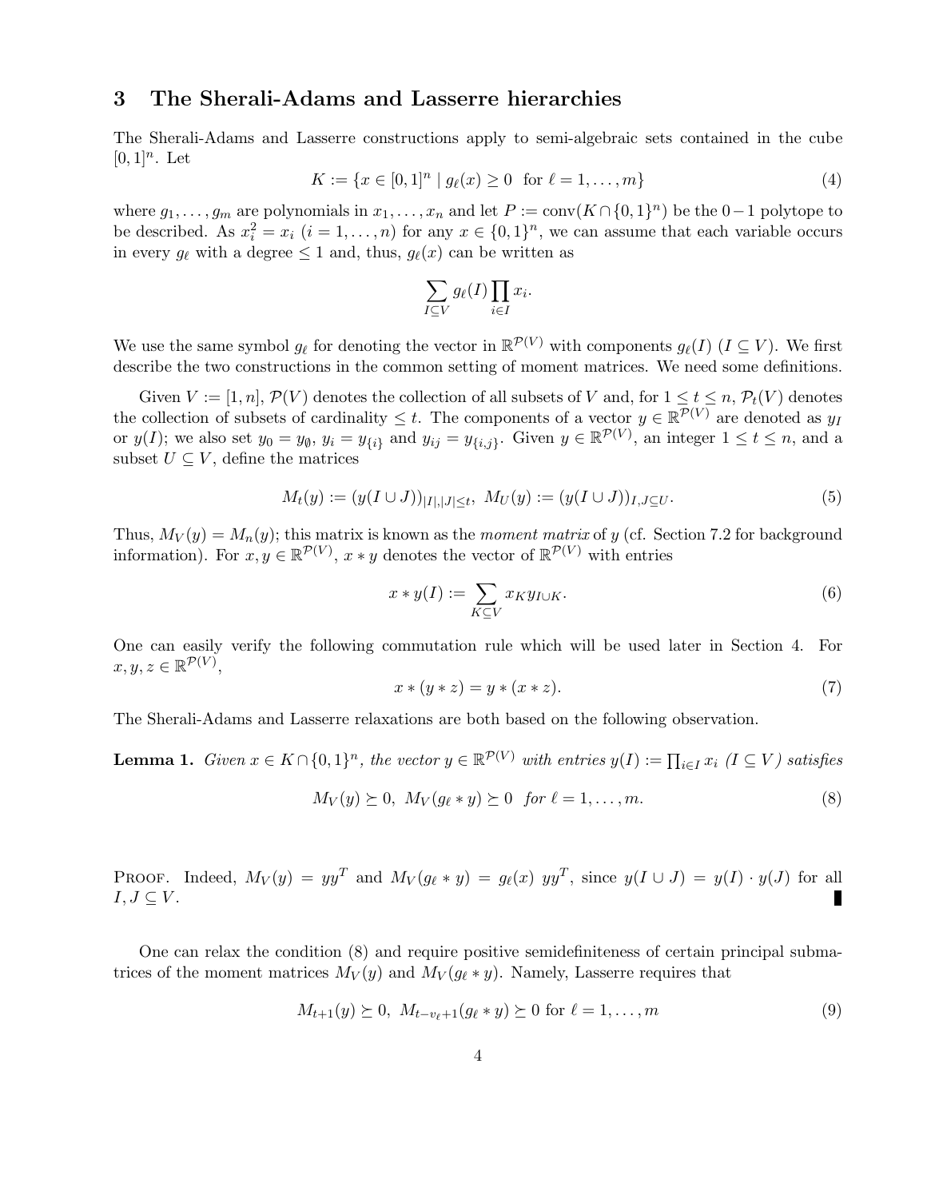## 3 The Sherali-Adams and Lasserre hierarchies

The Sherali-Adams and Lasserre constructions apply to semi-algebraic sets contained in the cube $[0,1]^n$. Let

$$K := \{x \in [0,1]^n \mid g_\ell(x) \geq 0 \text{ for } \ell = 1, \ldots, m\} \tag{4}$$

where $g_1, \ldots, g_m$ are polynomials in $x_1, \ldots, x_n$ and let $P := \text{conv}(K \cap \{0,1\}^n)$ be the $0-1$ polytope to be described. As $x_i^2 = x_i$ $(i = 1, \ldots, n)$ for any $x \in \{0,1\}^n$, we can assume that each variable occurs in every $g_\ell$ with a degree $\leq 1$ and, thus, $g_\ell(x)$ can be written as

$$\sum_{I \subseteq V} g_\ell(I) \prod_{i \in I} x_i.$$

We use the same symbol $g_\ell$ for denoting the vector in $\mathbb{R}^{\mathcal{P}(V)}$ with components $g_\ell(I)$ $(I \subseteq V)$. We first describe the two constructions in the common setting of moment matrices. We need some definitions.

Given $V := [1,n]$, $\mathcal{P}(V)$ denotes the collection of all subsets of $V$ and, for $1 \leq t \leq n$, $\mathcal{P}_t(V)$ denotes the collection of subsets of cardinality $\leq t$. The components of a vector $y \in \mathbb{R}^{\mathcal{P}(V)}$ are denoted as $y_I$ or $y(I)$; we also set $y_0 = y_\emptyset$, $y_i = y_{\{i\}}$ and $y_{ij} = y_{\{i,j\}}$. Given $y \in \mathbb{R}^{\mathcal{P}(V)}$, an integer $1 \leq t \leq n$, and a subset $U \subseteq V$, define the matrices

$$M_t(y) := (y(I \cup J))_{|I|,|J| \leq t}, \ M_U(y) := (y(I \cup J))_{I,J \subseteq U}. \tag{5}$$

Thus, $M_V(y) = M_n(y)$; this matrix is known as the *moment matrix* of $y$ (cf. Section 7.2 for background information). For $x, y \in \mathbb{R}^{\mathcal{P}(V)}$, $x * y$ denotes the vector of $\mathbb{R}^{\mathcal{P}(V)}$ with entries

$$x * y(I) := \sum_{K \subseteq V} x_K y_{I \cup K}. \tag{6}$$

One can easily verify the following commutation rule which will be used later in Section 4. For $x, y, z \in \mathbb{R}^{\mathcal{P}(V)}$,

$$x * (y * z) = y * (x * z). \tag{7}$$

The Sherali-Adams and Lasserre relaxations are both based on the following observation.

**Lemma 1.** *Given $x \in K \cap \{0,1\}^n$, the vector $y \in \mathbb{R}^{\mathcal{P}(V)}$ with entries $y(I) := \prod_{i \in I} x_i$ $(I \subseteq V)$ satisfies*

$$M_V(y) \succeq 0, \ M_V(g_\ell * y) \succeq 0 \ \text{ for } \ell = 1, \ldots, m. \tag{8}$$

Proof. Indeed, $M_V(y) = yy^T$ and $M_V(g_\ell * y) = g_\ell(x) \ yy^T$, since $y(I \cup J) = y(I) \cdot y(J)$ for all $I, J \subseteq V$. ∎

One can relax the condition (8) and require positive semidefiniteness of certain principal submatrices of the moment matrices $M_V(y)$ and $M_V(g_\ell * y)$. Namely, Lasserre requires that

$$M_{t+1}(y) \succeq 0, \ M_{t-v_\ell+1}(g_\ell * y) \succeq 0 \text{ for } \ell = 1, \ldots, m \tag{9}$$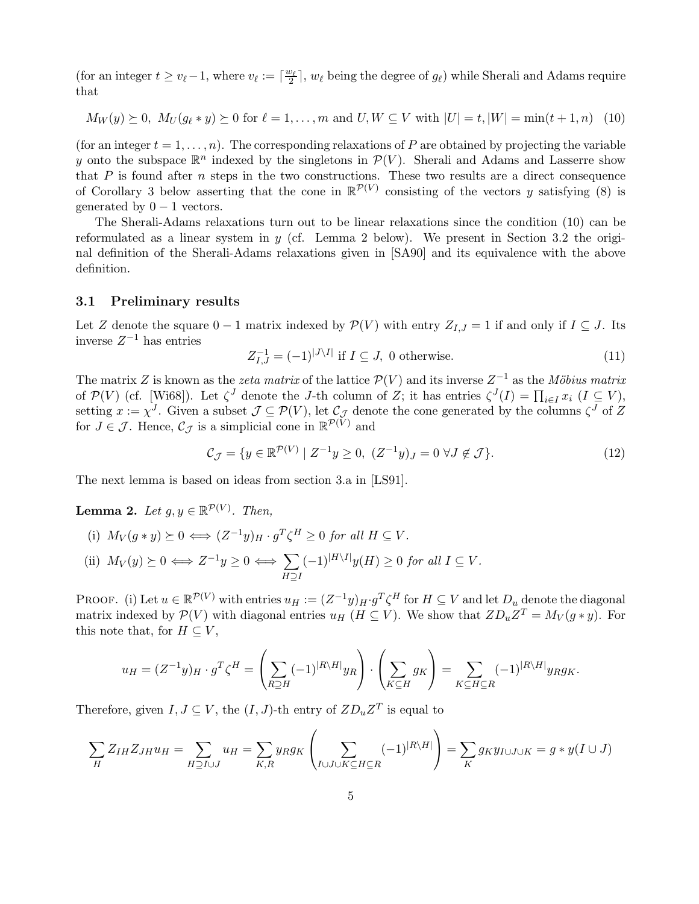(for an integer $t \geq v_\ell - 1$, where $v_\ell := \lceil \frac{w_\ell}{2} \rceil$, $w_\ell$ being the degree of $g_\ell$) while Sherali and Adams require that

$$M_W(y) \succeq 0,\ M_U(g_\ell * y) \succeq 0 \text{ for } \ell = 1, \ldots, m \text{ and } U, W \subseteq V \text{ with } |U| = t, |W| = \min(t+1, n) \quad (10)$$

(for an integer $t = 1, \ldots, n$). The corresponding relaxations of $P$ are obtained by projecting the variable $y$ onto the subspace $\mathbb{R}^n$ indexed by the singletons in $\mathcal{P}(V)$. Sherali and Adams and Lasserre show that $P$ is found after $n$ steps in the two constructions. These two results are a direct consequence of Corollary 3 below asserting that the cone in $\mathbb{R}^{\mathcal{P}(V)}$ consisting of the vectors $y$ satisfying (8) is generated by $0-1$ vectors.

The Sherali-Adams relaxations turn out to be linear relaxations since the condition (10) can be reformulated as a linear system in $y$ (cf. Lemma 2 below). We present in Section 3.2 the original definition of the Sherali-Adams relaxations given in [SA90] and its equivalence with the above definition.

### 3.1 Preliminary results

Let $Z$ denote the square $0-1$ matrix indexed by $\mathcal{P}(V)$ with entry $Z_{I,J} = 1$ if and only if $I \subseteq J$. Its inverse $Z^{-1}$ has entries

$$Z^{-1}_{I,J} = (-1)^{|J \setminus I|} \text{ if } I \subseteq J,\ 0 \text{ otherwise.} \quad (11)$$

The matrix $Z$ is known as the *zeta matrix* of the lattice $\mathcal{P}(V)$ and its inverse $Z^{-1}$ as the *Möbius matrix* of $\mathcal{P}(V)$ (cf. [Wi68]). Let $\zeta^J$ denote the $J$-th column of $Z$; it has entries $\zeta^J(I) = \prod_{i \in I} x_i$ ($I \subseteq V$), setting $x := \chi^J$. Given a subset $\mathcal{J} \subseteq \mathcal{P}(V)$, let $\mathcal{C}_\mathcal{J}$ denote the cone generated by the columns $\zeta^J$ of $Z$ for $J \in \mathcal{J}$. Hence, $\mathcal{C}_\mathcal{J}$ is a simplicial cone in $\mathbb{R}^{\mathcal{P}(V)}$ and

$$\mathcal{C}_\mathcal{J} = \{y \in \mathbb{R}^{\mathcal{P}(V)} \mid Z^{-1}y \geq 0,\ (Z^{-1}y)_J = 0\ \forall J \notin \mathcal{J}\}. \quad (12)$$

The next lemma is based on ideas from section 3.a in [LS91].

**Lemma 2.** *Let $g, y \in \mathbb{R}^{\mathcal{P}(V)}$. Then,*

(i) $M_V(g * y) \succeq 0 \iff (Z^{-1}y)_H \cdot g^T \zeta^H \geq 0$ *for all* $H \subseteq V$.

(ii) $M_V(y) \succeq 0 \iff Z^{-1}y \geq 0 \iff \sum_{H \supseteq I} (-1)^{|H \setminus I|} y(H) \geq 0$ *for all* $I \subseteq V$.

PROOF. (i) Let $u \in \mathbb{R}^{\mathcal{P}(V)}$ with entries $u_H := (Z^{-1}y)_H \cdot g^T \zeta^H$ for $H \subseteq V$ and let $D_u$ denote the diagonal matrix indexed by $\mathcal{P}(V)$ with diagonal entries $u_H$ ($H \subseteq V$). We show that $ZD_uZ^T = M_V(g * y)$. For this note that, for $H \subseteq V$,

$$u_H = (Z^{-1}y)_H \cdot g^T \zeta^H = \left( \sum_{R \supseteq H} (-1)^{|R \setminus H|} y_R \right) \cdot \left( \sum_{K \subseteq H} g_K \right) = \sum_{K \subseteq H \subseteq R} (-1)^{|R \setminus H|} y_R g_K.$$

Therefore, given $I, J \subseteq V$, the $(I, J)$-th entry of $ZD_uZ^T$ is equal to

$$\sum_H Z_{IH} Z_{JH} u_H = \sum_{H \supseteq I \cup J} u_H = \sum_{K,R} y_R g_K \left( \sum_{I \cup J \cup K \subseteq H \subseteq R} (-1)^{|R \setminus H|} \right) = \sum_K g_K y_{I \cup J \cup K} = g * y(I \cup J)$$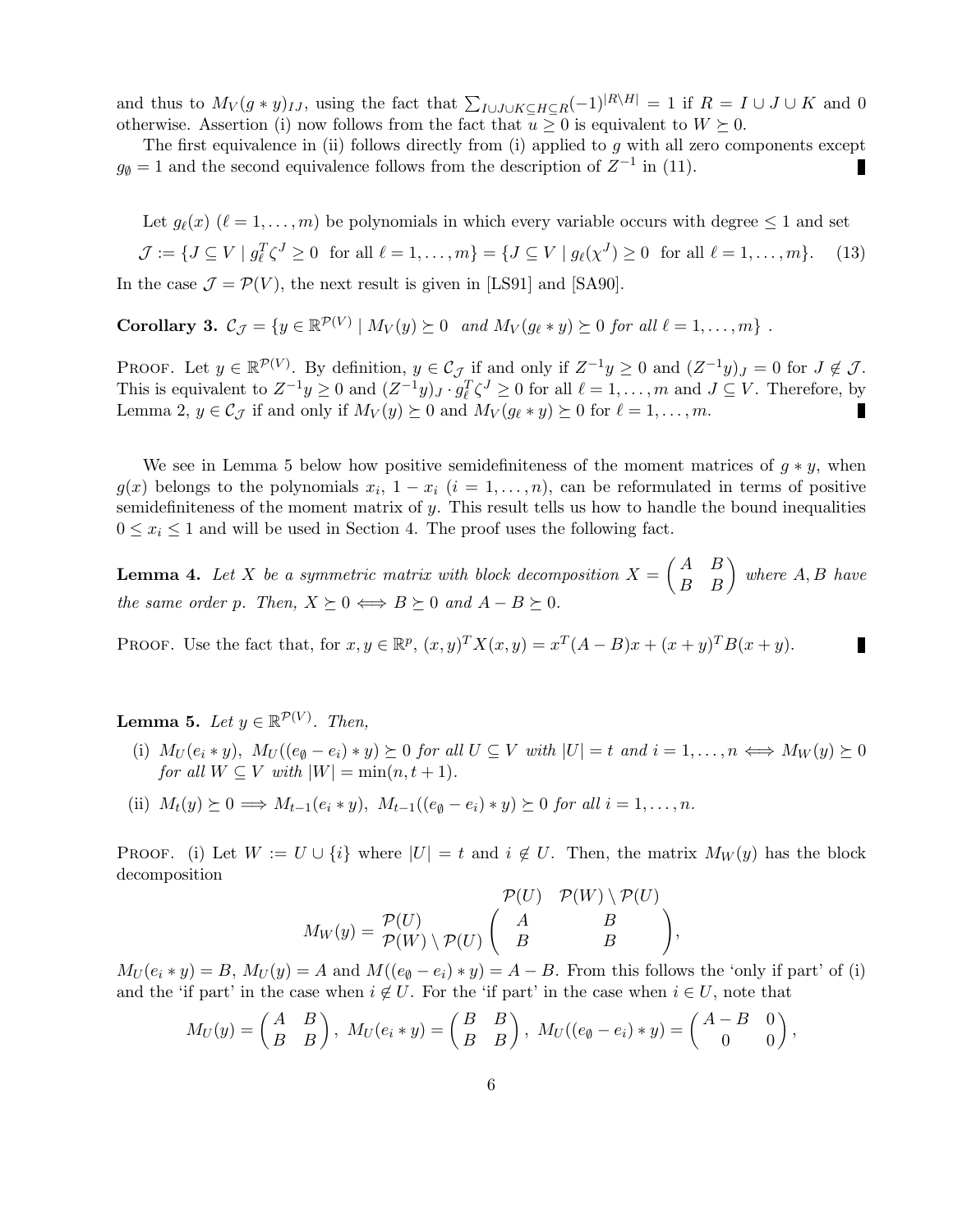and thus to $M_V(g * y)_{IJ}$, using the fact that $\sum_{I\cup J\cup K\subseteq H\subseteq R}(-1)^{|R\setminus H|} = 1$ if $R = I \cup J \cup K$ and 0 otherwise. Assertion (i) now follows from the fact that $u \geq 0$ is equivalent to $W \succeq 0$.

The first equivalence in (ii) follows directly from (i) applied to $g$ with all zero components except $g_\emptyset = 1$ and the second equivalence follows from the description of $Z^{-1}$ in (11). ∎

Let $g_\ell(x)$ ($\ell = 1, \ldots, m$) be polynomials in which every variable occurs with degree $\leq 1$ and set

$$\mathcal{J} := \{J \subseteq V \mid g_\ell^T \zeta^J \geq 0 \text{ for all } \ell = 1, \ldots, m\} = \{J \subseteq V \mid g_\ell(\chi^J) \geq 0 \text{ for all } \ell = 1, \ldots, m\}. \quad (13)$$

In the case $\mathcal{J} = \mathcal{P}(V)$, the next result is given in [LS91] and [SA90].

**Corollary 3.** *$\mathcal{C}_{\mathcal{J}} = \{y \in \mathbb{R}^{\mathcal{P}(V)} \mid M_V(y) \succeq 0$ and $M_V(g_\ell * y) \succeq 0$ for all $\ell = 1, \ldots, m\}$.*

Proof. Let $y \in \mathbb{R}^{\mathcal{P}(V)}$. By definition, $y \in \mathcal{C}_{\mathcal{J}}$ if and only if $Z^{-1}y \geq 0$ and $(Z^{-1}y)_J = 0$ for $J \notin \mathcal{J}$. This is equivalent to $Z^{-1}y \geq 0$ and $(Z^{-1}y)_J \cdot g_\ell^T \zeta^J \geq 0$ for all $\ell = 1, \ldots, m$ and $J \subseteq V$. Therefore, by Lemma 2, $y \in \mathcal{C}_{\mathcal{J}}$ if and only if $M_V(y) \succeq 0$ and $M_V(g_\ell * y) \succeq 0$ for $\ell = 1, \ldots, m$. ∎

We see in Lemma 5 below how positive semidefiniteness of the moment matrices of $g * y$, when $g(x)$ belongs to the polynomials $x_i$, $1 - x_i$ ($i = 1, \ldots, n$), can be reformulated in terms of positive semidefiniteness of the moment matrix of $y$. This result tells us how to handle the bound inequalities $0 \leq x_i \leq 1$ and will be used in Section 4. The proof uses the following fact.

**Lemma 4.** *Let $X$ be a symmetric matrix with block decomposition $X = \begin{pmatrix} A & B \\ B & B \end{pmatrix}$ where $A, B$ have the same order $p$. Then, $X \succeq 0 \iff B \succeq 0$ and $A - B \succeq 0$.*

Proof. Use the fact that, for $x, y \in \mathbb{R}^p$, $(x,y)^T X (x,y) = x^T(A-B)x + (x+y)^T B (x+y)$. ∎

**Lemma 5.** *Let $y \in \mathbb{R}^{\mathcal{P}(V)}$. Then,*

(i) *$M_U(e_i * y)$, $M_U((e_\emptyset - e_i) * y) \succeq 0$ for all $U \subseteq V$ with $|U| = t$ and $i = 1, \ldots, n \iff M_W(y) \succeq 0$ for all $W \subseteq V$ with $|W| = \min(n, t+1)$.*

(ii) *$M_t(y) \succeq 0 \Longrightarrow M_{t-1}(e_i * y)$, $M_{t-1}((e_\emptyset - e_i) * y) \succeq 0$ for all $i = 1, \ldots, n$.*

Proof. (i) Let $W := U \cup \{i\}$ where $|U| = t$ and $i \notin U$. Then, the matrix $M_W(y)$ has the block decomposition

$$M_W(y) = \begin{array}{c} \\ \mathcal{P}(U) \\ \mathcal{P}(W) \setminus \mathcal{P}(U) \end{array} \begin{array}{c} \begin{array}{cc} \mathcal{P}(U) & \mathcal{P}(W) \setminus \mathcal{P}(U) \end{array} \\ \begin{pmatrix} A & \quad B \\ B & \quad B \end{pmatrix} \end{array},$$

$M_U(e_i * y) = B$, $M_U(y) = A$ and $M((e_\emptyset - e_i) * y) = A - B$. From this follows the 'only if part' of (i) and the 'if part' in the case when $i \notin U$. For the 'if part' in the case when $i \in U$, note that

$$M_U(y) = \begin{pmatrix} A & B \\ B & B \end{pmatrix}, \; M_U(e_i * y) = \begin{pmatrix} B & B \\ B & B \end{pmatrix}, \; M_U((e_\emptyset - e_i) * y) = \begin{pmatrix} A - B & 0 \\ 0 & 0 \end{pmatrix},$$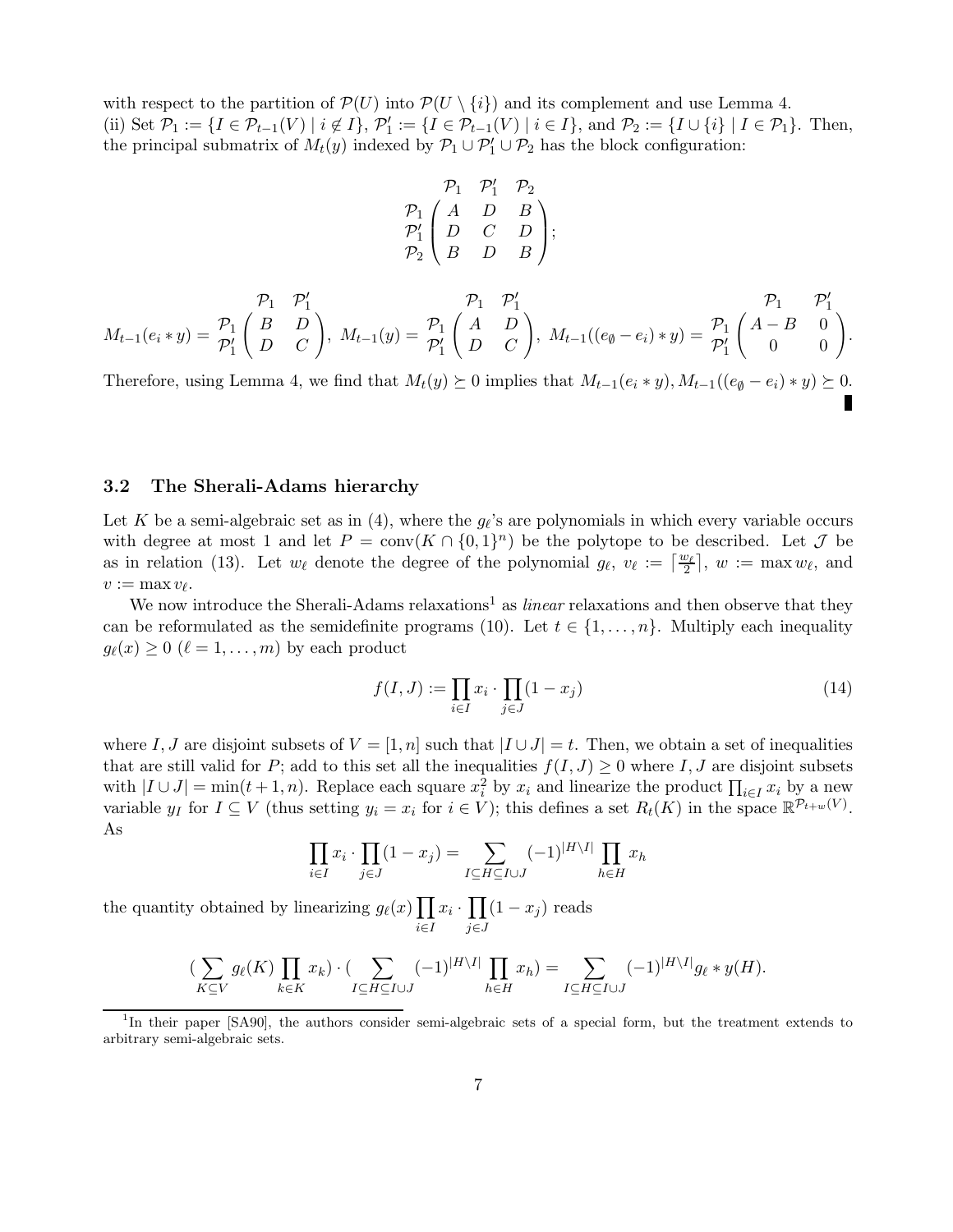with respect to the partition of $\mathcal{P}(U)$ into $\mathcal{P}(U \setminus \{i\})$ and its complement and use Lemma 4.
(ii) Set $\mathcal{P}_1 := \{I \in \mathcal{P}_{t-1}(V) \mid i \notin I\}$, $\mathcal{P}_1' := \{I \in \mathcal{P}_{t-1}(V) \mid i \in I\}$, and $\mathcal{P}_2 := \{I \cup \{i\} \mid I \in \mathcal{P}_1\}$. Then, the principal submatrix of $M_t(y)$ indexed by $\mathcal{P}_1 \cup \mathcal{P}_1' \cup \mathcal{P}_2$ has the block configuration:

$$
\begin{array}{c} \\ \mathcal{P}_1 \\ \mathcal{P}_1' \\ \mathcal{P}_2 \end{array}
\begin{array}{c} \begin{array}{ccc} \mathcal{P}_1 & \mathcal{P}_1' & \mathcal{P}_2 \end{array} \\ \begin{pmatrix} A & D & B \\ D & C & D \\ B & D & B \end{pmatrix} \end{array};
$$

$$
M_{t-1}(e_i * y) = \begin{array}{c} \\ \mathcal{P}_1 \\ \mathcal{P}_1' \end{array} \begin{array}{c} \begin{array}{cc} \mathcal{P}_1 & \mathcal{P}_1' \end{array} \\ \begin{pmatrix} B & D \\ D & C \end{pmatrix} \end{array}, \;
M_{t-1}(y) = \begin{array}{c} \\ \mathcal{P}_1 \\ \mathcal{P}_1' \end{array} \begin{array}{c} \begin{array}{cc} \mathcal{P}_1 & \mathcal{P}_1' \end{array} \\ \begin{pmatrix} A & D \\ D & C \end{pmatrix} \end{array}, \;
M_{t-1}((e_\emptyset - e_i) * y) = \begin{array}{c} \\ \mathcal{P}_1 \\ \mathcal{P}_1' \end{array} \begin{array}{c} \begin{array}{cc} \mathcal{P}_1 & \mathcal{P}_1' \end{array} \\ \begin{pmatrix} A - B & 0 \\ 0 & 0 \end{pmatrix} \end{array}.
$$

Therefore, using Lemma 4, we find that $M_t(y) \succeq 0$ implies that $M_{t-1}(e_i * y), M_{t-1}((e_\emptyset - e_i) * y) \succeq 0$. ∎

### 3.2 The Sherali-Adams hierarchy

Let $K$ be a semi-algebraic set as in (4), where the $g_\ell$'s are polynomials in which every variable occurs with degree at most 1 and let $P = \text{conv}(K \cap \{0,1\}^n)$ be the polytope to be described. Let $\mathcal{J}$ be as in relation (13). Let $w_\ell$ denote the degree of the polynomial $g_\ell$, $v_\ell := \lceil \frac{w_\ell}{2} \rceil$, $w := \max w_\ell$, and $v := \max v_\ell$.

We now introduce the Sherali-Adams relaxations[1] as *linear* relaxations and then observe that they can be reformulated as the semidefinite programs (10). Let $t \in \{1, \ldots, n\}$. Multiply each inequality $g_\ell(x) \geq 0$ ($\ell = 1, \ldots, m$) by each product

$$f(I, J) := \prod_{i \in I} x_i \cdot \prod_{j \in J} (1 - x_j) \tag{14}$$

where $I, J$ are disjoint subsets of $V = [1, n]$ such that $|I \cup J| = t$. Then, we obtain a set of inequalities that are still valid for $P$; add to this set all the inequalities $f(I, J) \geq 0$ where $I, J$ are disjoint subsets with $|I \cup J| = \min(t+1, n)$. Replace each square $x_i^2$ by $x_i$ and linearize the product $\prod_{i \in I} x_i$ by a new variable $y_I$ for $I \subseteq V$ (thus setting $y_i = x_i$ for $i \in V$); this defines a set $R_t(K)$ in the space $\mathbb{R}^{\mathcal{P}_{t+w}(V)}$. As

$$\prod_{i \in I} x_i \cdot \prod_{j \in J} (1 - x_j) = \sum_{I \subseteq H \subseteq I \cup J} (-1)^{|H \setminus I|} \prod_{h \in H} x_h$$

the quantity obtained by linearizing $g_\ell(x) \prod_{i \in I} x_i \cdot \prod_{j \in J} (1 - x_j)$ reads

$$\Big(\sum_{K \subseteq V} g_\ell(K) \prod_{k \in K} x_k\Big) \cdot \Big(\sum_{I \subseteq H \subseteq I \cup J} (-1)^{|H \setminus I|} \prod_{h \in H} x_h\Big) = \sum_{I \subseteq H \subseteq I \cup J} (-1)^{|H \setminus I|} g_\ell * y(H).$$

---

[1] In their paper [SA90], the authors consider semi-algebraic sets of a special form, but the treatment extends to arbitrary semi-algebraic sets.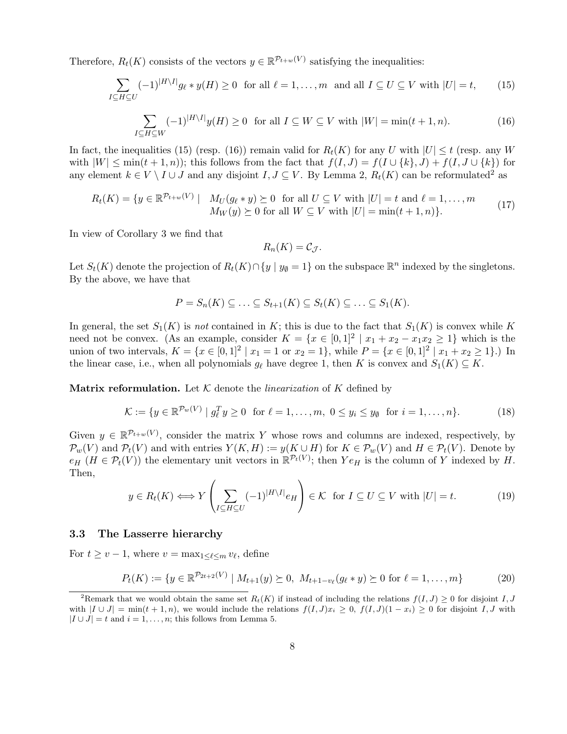Therefore, $R_t(K)$ consists of the vectors $y \in \mathbb{R}^{\mathcal{P}_{t+w}(V)}$ satisfying the inequalities:

$$\sum_{I \subseteq H \subseteq U} (-1)^{|H \setminus I|} g_\ell * y(H) \geq 0 \quad \text{for all } \ell = 1, \ldots, m \text{ and all } I \subseteq U \subseteq V \text{ with } |U| = t, \tag{15}$$

$$\sum_{I \subseteq H \subseteq W} (-1)^{|H \setminus I|} y(H) \geq 0 \quad \text{for all } I \subseteq W \subseteq V \text{ with } |W| = \min(t+1, n). \tag{16}$$

In fact, the inequalities (15) (resp. (16)) remain valid for $R_t(K)$ for any $U$ with $|U| \leq t$ (resp. any $W$ with $|W| \leq \min(t+1, n)$); this follows from the fact that $f(I, J) = f(I \cup \{k\}, J) + f(I, J \cup \{k\})$ for any element $k \in V \setminus I \cup J$ and any disjoint $I, J \subseteq V$. By Lemma 2, $R_t(K)$ can be reformulated[2] as

$$R_t(K) = \{y \in \mathbb{R}^{\mathcal{P}_{t+w}(V)} \mid \begin{array}{l} M_U(g_\ell * y) \succeq 0 \text{ for all } U \subseteq V \text{ with } |U| = t \text{ and } \ell = 1, \ldots, m \\ M_W(y) \succeq 0 \text{ for all } W \subseteq V \text{ with } |U| = \min(t+1, n)\}. \end{array} \tag{17}$$

In view of Corollary 3 we find that

$$R_n(K) = \mathcal{C}_{\mathcal{J}}.$$

Let $S_t(K)$ denote the projection of $R_t(K) \cap \{y \mid y_\emptyset = 1\}$ on the subspace $\mathbb{R}^n$ indexed by the singletons. By the above, we have that

$$P = S_n(K) \subseteq \ldots \subseteq S_{t+1}(K) \subseteq S_t(K) \subseteq \ldots \subseteq S_1(K).$$

In general, the set $S_1(K)$ is *not* contained in $K$; this is due to the fact that $S_1(K)$ is convex while $K$ need not be convex. (As an example, consider $K = \{x \in [0,1]^2 \mid x_1 + x_2 - x_1 x_2 \geq 1\}$ which is the union of two intervals, $K = \{x \in [0,1]^2 \mid x_1 = 1 \text{ or } x_2 = 1\}$, while $P = \{x \in [0,1]^2 \mid x_1 + x_2 \geq 1\}$.) In the linear case, i.e., when all polynomials $g_\ell$ have degree 1, then $K$ is convex and $S_1(K) \subseteq K$.

**Matrix reformulation.** Let $\mathcal{K}$ denote the *linearization* of $K$ defined by

$$\mathcal{K} := \{y \in \mathbb{R}^{\mathcal{P}_w(V)} \mid g_\ell^T y \geq 0 \text{ for } \ell = 1, \ldots, m, \ 0 \leq y_i \leq y_\emptyset \text{ for } i = 1, \ldots, n\}. \tag{18}$$

Given $y \in \mathbb{R}^{\mathcal{P}_{t+w}(V)}$, consider the matrix $Y$ whose rows and columns are indexed, respectively, by $\mathcal{P}_w(V)$ and $\mathcal{P}_t(V)$ and with entries $Y(K, H) := y(K \cup H)$ for $K \in \mathcal{P}_w(V)$ and $H \in \mathcal{P}_t(V)$. Denote by $e_H$ ($H \in \mathcal{P}_t(V)$) the elementary unit vectors in $\mathbb{R}^{\mathcal{P}_t(V)}$; then $Y e_H$ is the column of $Y$ indexed by $H$. Then,

$$y \in R_t(K) \Longleftrightarrow Y \left( \sum_{I \subseteq H \subseteq U} (-1)^{|H \setminus I|} e_H \right) \in \mathcal{K} \quad \text{for } I \subseteq U \subseteq V \text{ with } |U| = t. \tag{19}$$

### 3.3 The Lasserre hierarchy

For $t \geq v - 1$, where $v = \max_{1 \leq \ell \leq m} v_\ell$, define

$$P_t(K) := \{y \in \mathbb{R}^{\mathcal{P}_{2t+2}(V)} \mid M_{t+1}(y) \succeq 0, \ M_{t+1-v_\ell}(g_\ell * y) \succeq 0 \text{ for } \ell = 1, \ldots, m\} \tag{20}$$

---

[2] Remark that we would obtain the same set $R_t(K)$ if instead of including the relations $f(I, J) \geq 0$ for disjoint $I, J$ with $|I \cup J| = \min(t+1, n)$, we would include the relations $f(I, J) x_i \geq 0$, $f(I, J)(1 - x_i) \geq 0$ for disjoint $I, J$ with $|I \cup J| = t$ and $i = 1, \ldots, n$; this follows from Lemma 5.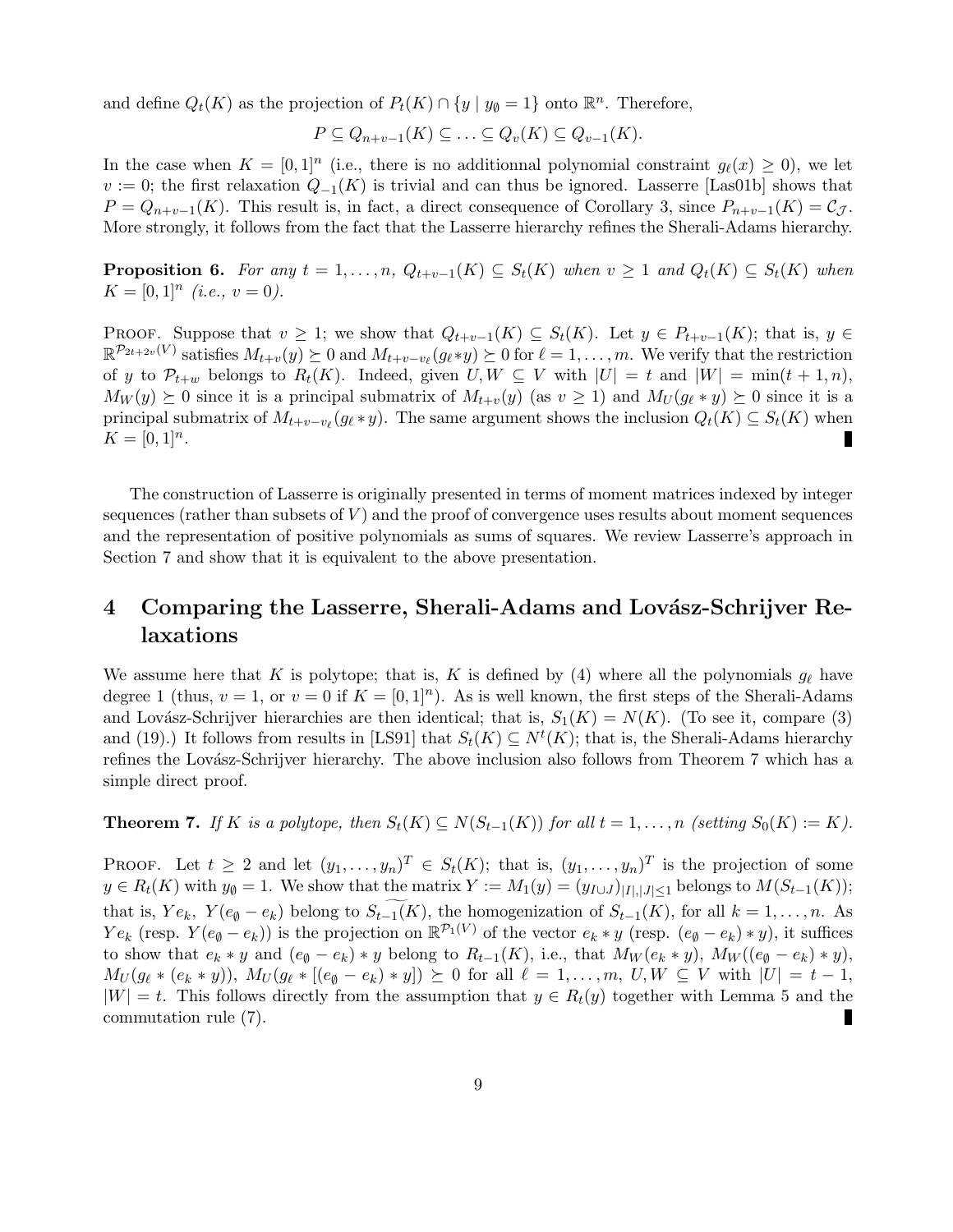and define $Q_t(K)$ as the projection of $P_t(K) \cap \{y \mid y_\emptyset = 1\}$ onto $\mathbb{R}^n$. Therefore,

$$P \subseteq Q_{n+v-1}(K) \subseteq \ldots \subseteq Q_v(K) \subseteq Q_{v-1}(K).$$

In the case when $K = [0,1]^n$ (i.e., there is no additionnal polynomial constraint $g_\ell(x) \geq 0$), we let $v := 0$; the first relaxation $Q_{-1}(K)$ is trivial and can thus be ignored. Lasserre [Las01b] shows that $P = Q_{n+v-1}(K)$. This result is, in fact, a direct consequence of Corollary 3, since $P_{n+v-1}(K) = \mathcal{C}_{\mathcal{J}}$. More strongly, it follows from the fact that the Lasserre hierarchy refines the Sherali-Adams hierarchy.

**Proposition 6.** *For any $t = 1, \ldots, n$, $Q_{t+v-1}(K) \subseteq S_t(K)$ when $v \geq 1$ and $Q_t(K) \subseteq S_t(K)$ when $K = [0,1]^n$ (i.e., $v = 0$).*

Proof. Suppose that $v \geq 1$; we show that $Q_{t+v-1}(K) \subseteq S_t(K)$. Let $y \in P_{t+v-1}(K)$; that is, $y \in \mathbb{R}^{\mathcal{P}_{2t+2v}(V)}$ satisfies $M_{t+v}(y) \succeq 0$ and $M_{t+v-v_\ell}(g_\ell * y) \succeq 0$ for $\ell = 1, \ldots, m$. We verify that the restriction of $y$ to $\mathcal{P}_{t+w}$ belongs to $R_t(K)$. Indeed, given $U, W \subseteq V$ with $|U| = t$ and $|W| = \min(t+1, n)$, $M_W(y) \succeq 0$ since it is a principal submatrix of $M_{t+v}(y)$ (as $v \geq 1$) and $M_U(g_\ell * y) \succeq 0$ since it is a principal submatrix of $M_{t+v-v_\ell}(g_\ell * y)$. The same argument shows the inclusion $Q_t(K) \subseteq S_t(K)$ when $K = [0,1]^n$. ∎

The construction of Lasserre is originally presented in terms of moment matrices indexed by integer sequences (rather than subsets of $V$) and the proof of convergence uses results about moment sequences and the representation of positive polynomials as sums of squares. We review Lasserre's approach in Section 7 and show that it is equivalent to the above presentation.

# 4 Comparing the Lasserre, Sherali-Adams and Lovász-Schrijver Relaxations

We assume here that $K$ is polytope; that is, $K$ is defined by (4) where all the polynomials $g_\ell$ have degree 1 (thus, $v = 1$, or $v = 0$ if $K = [0,1]^n$). As is well known, the first steps of the Sherali-Adams and Lovász-Schrijver hierarchies are then identical; that is, $S_1(K) = N(K)$. (To see it, compare (3) and (19).) It follows from results in [LS91] that $S_t(K) \subseteq N^t(K)$; that is, the Sherali-Adams hierarchy refines the Lovász-Schrijver hierarchy. The above inclusion also follows from Theorem 7 which has a simple direct proof.

**Theorem 7.** *If $K$ is a polytope, then $S_t(K) \subseteq N(S_{t-1}(K))$ for all $t = 1, \ldots, n$ (setting $S_0(K) := K$).*

Proof. Let $t \geq 2$ and let $(y_1, \ldots, y_n)^T \in S_t(K)$; that is, $(y_1, \ldots, y_n)^T$ is the projection of some $y \in R_t(K)$ with $y_\emptyset = 1$. We show that the matrix $Y := M_1(y) = (y_{I \cup J})_{|I|,|J| \leq 1}$ belongs to $M(S_{t-1}(K))$; that is, $Ye_k$, $Y(e_\emptyset - e_k)$ belong to $\widetilde{S_{t-1}}(K)$, the homogenization of $S_{t-1}(K)$, for all $k = 1, \ldots, n$. As $Ye_k$ (resp. $Y(e_\emptyset - e_k)$) is the projection on $\mathbb{R}^{\mathcal{P}_1(V)}$ of the vector $e_k * y$ (resp. $(e_\emptyset - e_k) * y$), it suffices to show that $e_k * y$ and $(e_\emptyset - e_k) * y$ belong to $R_{t-1}(K)$, i.e., that $M_W(e_k * y)$, $M_W((e_\emptyset - e_k) * y)$, $M_U(g_\ell * (e_k * y))$, $M_U(g_\ell * [(e_\emptyset - e_k) * y]) \succeq 0$ for all $\ell = 1, \ldots, m$, $U, W \subseteq V$ with $|U| = t-1$, $|W| = t$. This follows directly from the assumption that $y \in R_t(y)$ together with Lemma 5 and the commutation rule (7). ∎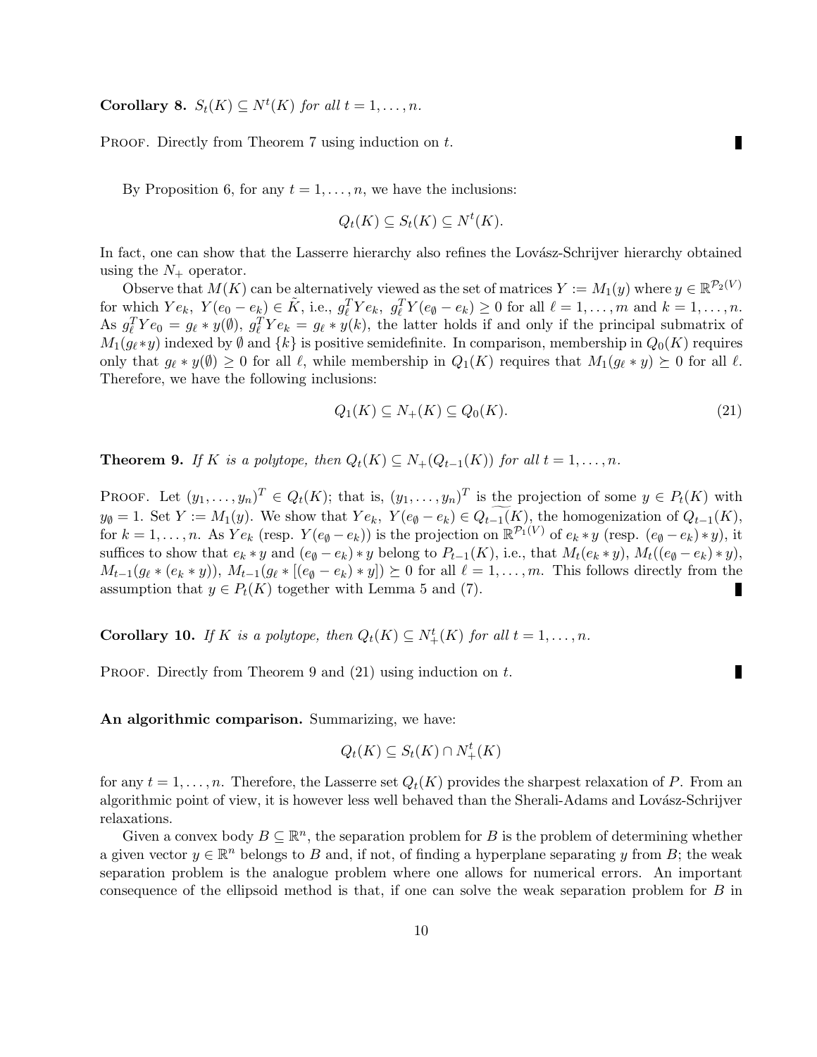**Corollary 8.** *$S_t(K) \subseteq N^t(K)$ for all $t = 1, \ldots, n$.*

Proof. Directly from Theorem 7 using induction on $t$. ∎

By Proposition 6, for any $t = 1, \ldots, n$, we have the inclusions:

$$Q_t(K) \subseteq S_t(K) \subseteq N^t(K).$$

In fact, one can show that the Lasserre hierarchy also refines the Lovász-Schrijver hierarchy obtained using the $N_+$ operator.

Observe that $M(K)$ can be alternatively viewed as the set of matrices $Y := M_1(y)$ where $y \in \mathbb{R}^{\mathcal{P}_2(V)}$ for which $Ye_k,\ Y(e_0 - e_k) \in \tilde{K}$, i.e., $g_\ell^T Y e_k,\ g_\ell^T Y(e_\emptyset - e_k) \geq 0$ for all $\ell = 1, \ldots, m$ and $k = 1, \ldots, n$. As $g_\ell^T Y e_0 = g_\ell * y(\emptyset)$, $g_\ell^T Y e_k = g_\ell * y(k)$, the latter holds if and only if the principal submatrix of $M_1(g_\ell * y)$ indexed by $\emptyset$ and $\{k\}$ is positive semidefinite. In comparison, membership in $Q_0(K)$ requires only that $g_\ell * y(\emptyset) \geq 0$ for all $\ell$, while membership in $Q_1(K)$ requires that $M_1(g_\ell * y) \succeq 0$ for all $\ell$. Therefore, we have the following inclusions:

$$Q_1(K) \subseteq N_+(K) \subseteq Q_0(K). \tag{21}$$

**Theorem 9.** *If $K$ is a polytope, then $Q_t(K) \subseteq N_+(Q_{t-1}(K))$ for all $t = 1, \ldots, n$.*

Proof. Let $(y_1, \ldots, y_n)^T \in Q_t(K)$; that is, $(y_1, \ldots, y_n)^T$ is the projection of some $y \in P_t(K)$ with $y_\emptyset = 1$. Set $Y := M_1(y)$. We show that $Ye_k,\ Y(e_\emptyset - e_k) \in \widetilde{Q_{t-1}(K)}$, the homogenization of $Q_{t-1}(K)$, for $k = 1, \ldots, n$. As $Ye_k$ (resp. $Y(e_\emptyset - e_k)$) is the projection on $\mathbb{R}^{\mathcal{P}_1(V)}$ of $e_k * y$ (resp. $(e_\emptyset - e_k) * y$), it suffices to show that $e_k * y$ and $(e_\emptyset - e_k) * y$ belong to $P_{t-1}(K)$, i.e., that $M_t(e_k * y)$, $M_t((e_\emptyset - e_k) * y)$, $M_{t-1}(g_\ell * (e_k * y))$, $M_{t-1}(g_\ell * [(e_\emptyset - e_k) * y]) \succeq 0$ for all $\ell = 1, \ldots, m$. This follows directly from the assumption that $y \in P_t(K)$ together with Lemma 5 and (7). ∎

**Corollary 10.** *If $K$ is a polytope, then $Q_t(K) \subseteq N_+^t(K)$ for all $t = 1, \ldots, n$.*

Proof. Directly from Theorem 9 and (21) using induction on $t$. ∎

**An algorithmic comparison.** Summarizing, we have:

$$Q_t(K) \subseteq S_t(K) \cap N_+^t(K)$$

for any $t = 1, \ldots, n$. Therefore, the Lasserre set $Q_t(K)$ provides the sharpest relaxation of $P$. From an algorithmic point of view, it is however less well behaved than the Sherali-Adams and Lovász-Schrijver relaxations.

Given a convex body $B \subseteq \mathbb{R}^n$, the separation problem for $B$ is the problem of determining whether a given vector $y \in \mathbb{R}^n$ belongs to $B$ and, if not, of finding a hyperplane separating $y$ from $B$; the weak separation problem is the analogue problem where one allows for numerical errors. An important consequence of the ellipsoid method is that, if one can solve the weak separation problem for $B$ in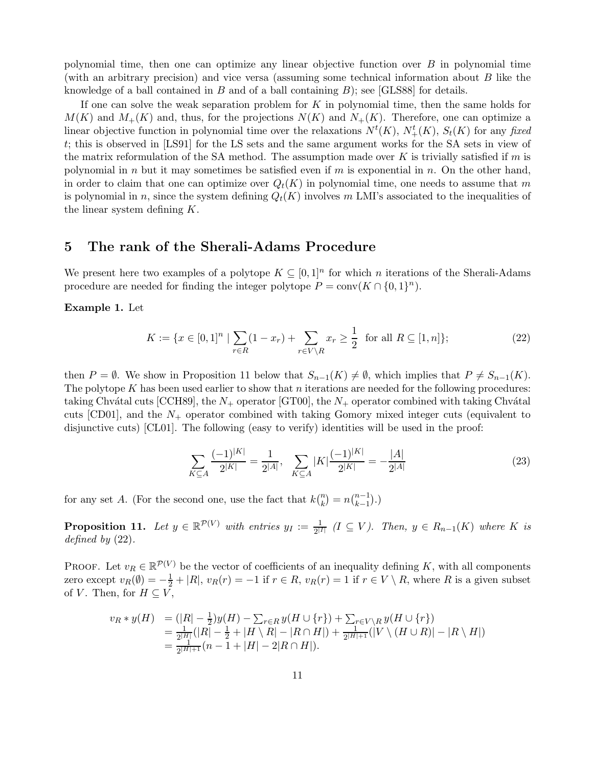polynomial time, then one can optimize any linear objective function over $B$ in polynomial time (with an arbitrary precision) and vice versa (assuming some technical information about $B$ like the knowledge of a ball contained in $B$ and of a ball containing $B$); see [GLS88] for details.

If one can solve the weak separation problem for $K$ in polynomial time, then the same holds for $M(K)$ and $M_+(K)$ and, thus, for the projections $N(K)$ and $N_+(K)$. Therefore, one can optimize a linear objective function in polynomial time over the relaxations $N^t(K)$, $N^t_+(K)$, $S_t(K)$ for any *fixed* $t$; this is observed in [LS91] for the LS sets and the same argument works for the SA sets in view of the matrix reformulation of the SA method. The assumption made over $K$ is trivially satisfied if $m$ is polynomial in $n$ but it may sometimes be satisfied even if $m$ is exponential in $n$. On the other hand, in order to claim that one can optimize over $Q_t(K)$ in polynomial time, one needs to assume that $m$ is polynomial in $n$, since the system defining $Q_t(K)$ involves $m$ LMI's associated to the inequalities of the linear system defining $K$.

## 5 The rank of the Sherali-Adams Procedure

We present here two examples of a polytope $K \subseteq [0,1]^n$ for which $n$ iterations of the Sherali-Adams procedure are needed for finding the integer polytope $P = \text{conv}(K \cap \{0,1\}^n)$.

**Example 1.** Let

$$K := \{x \in [0,1]^n \mid \sum_{r \in R}(1 - x_r) + \sum_{r \in V \setminus R} x_r \geq \frac{1}{2} \ \text{ for all } R \subseteq [1,n]\}; \tag{22}$$

then $P = \emptyset$. We show in Proposition 11 below that $S_{n-1}(K) \neq \emptyset$, which implies that $P \neq S_{n-1}(K)$. The polytope $K$ has been used earlier to show that $n$ iterations are needed for the following procedures: taking Chvátal cuts [CCH89], the $N_+$ operator [GT00], the $N_+$ operator combined with taking Chvátal cuts [CD01], and the $N_+$ operator combined with taking Gomory mixed integer cuts (equivalent to disjunctive cuts) [CL01]. The following (easy to verify) identities will be used in the proof:

$$\sum_{K \subseteq A} \frac{(-1)^{|K|}}{2^{|K|}} = \frac{1}{2^{|A|}}, \quad \sum_{K \subseteq A} |K| \frac{(-1)^{|K|}}{2^{|K|}} = -\frac{|A|}{2^{|A|}} \tag{23}$$

for any set $A$. (For the second one, use the fact that $k\binom{n}{k} = n\binom{n-1}{k-1}$.)

**Proposition 11.** *Let $y \in \mathbb{R}^{\mathcal{P}(V)}$ with entries $y_I := \frac{1}{2^{|I|}}$ ($I \subseteq V$). Then, $y \in R_{n-1}(K)$ where $K$ is defined by* (22).

PROOF. Let $v_R \in \mathbb{R}^{\mathcal{P}(V)}$ be the vector of coefficients of an inequality defining $K$, with all components zero except $v_R(\emptyset) = -\frac{1}{2} + |R|$, $v_R(r) = -1$ if $r \in R$, $v_R(r) = 1$ if $r \in V \setminus R$, where $R$ is a given subset of $V$. Then, for $H \subseteq V$,

$$\begin{aligned} v_R * y(H) &= (|R| - \tfrac{1}{2})y(H) - \textstyle\sum_{r \in R} y(H \cup \{r\}) + \sum_{r \in V \setminus R} y(H \cup \{r\}) \\ &= \tfrac{1}{2^{|H|}}(|R| - \tfrac{1}{2} + |H \setminus R| - |R \cap H|) + \tfrac{1}{2^{|H|+1}}(|V \setminus (H \cup R)| - |R \setminus H|) \\ &= \tfrac{1}{2^{|H|+1}}(n - 1 + |H| - 2|R \cap H|). \end{aligned}$$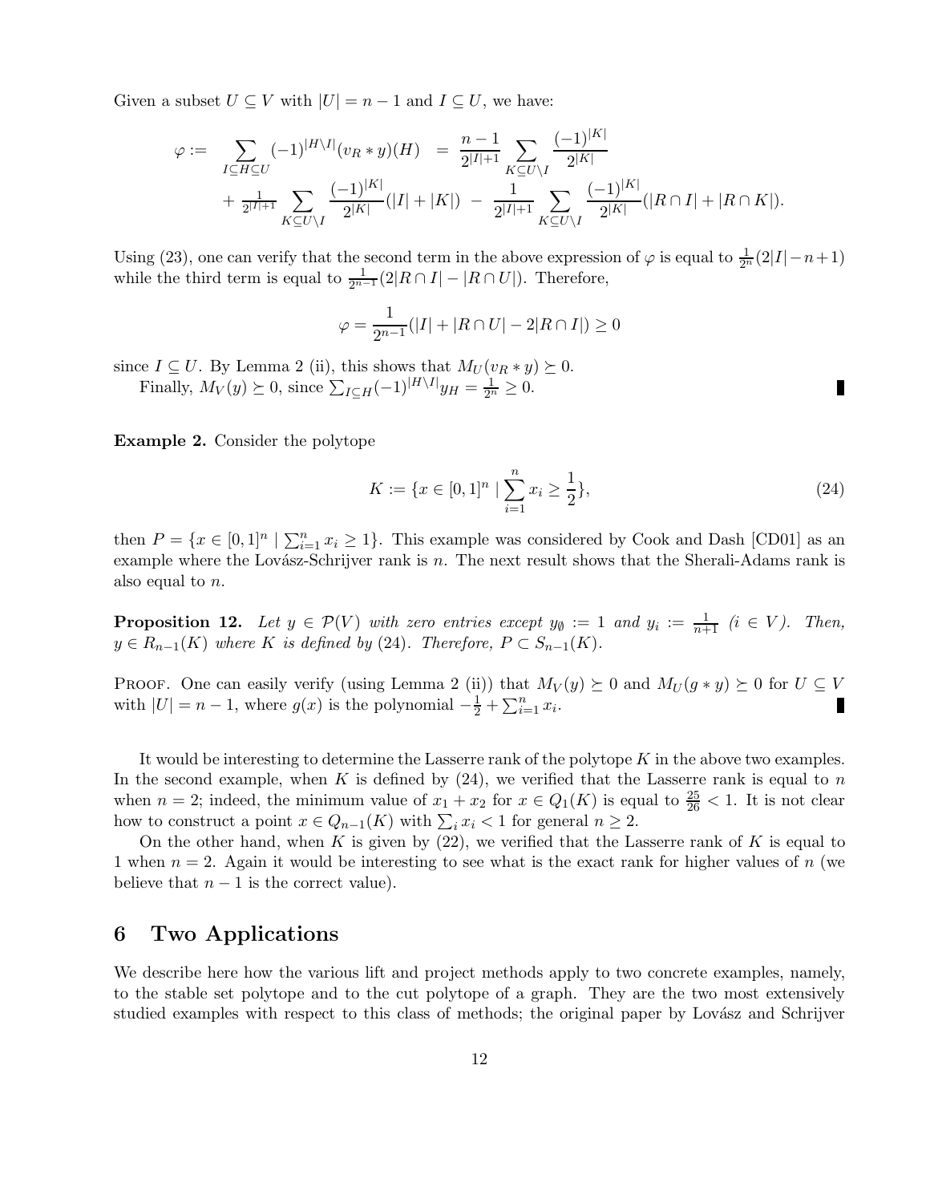Given a subset $U \subseteq V$ with $|U| = n-1$ and $I \subseteq U$, we have:

$$
\begin{aligned}
\varphi := \sum_{I \subseteq H \subseteq U} (-1)^{|H \setminus I|} (v_R * y)(H) \;&=\; \frac{n-1}{2^{|I|+1}} \sum_{K \subseteq U \setminus I} \frac{(-1)^{|K|}}{2^{|K|}} \\
&+ \tfrac{1}{2^{|I|+1}} \sum_{K \subseteq U \setminus I} \frac{(-1)^{|K|}}{2^{|K|}} (|I| + |K|) \;-\; \frac{1}{2^{|I|+1}} \sum_{K \subseteq U \setminus I} \frac{(-1)^{|K|}}{2^{|K|}} (|R \cap I| + |R \cap K|).
\end{aligned}
$$

Using (23), one can verify that the second term in the above expression of $\varphi$ is equal to $\frac{1}{2^n}(2|I| - n + 1)$ while the third term is equal to $\frac{1}{2^{n-1}}(2|R \cap I| - |R \cap U|)$. Therefore,

$$
\varphi = \frac{1}{2^{n-1}} (|I| + |R \cap U| - 2|R \cap I|) \geq 0
$$

since $I \subseteq U$. By Lemma 2 (ii), this shows that $M_U(v_R * y) \succeq 0$.

Finally, $M_V(y) \succeq 0$, since $\sum_{I \subseteq H} (-1)^{|H \setminus I|} y_H = \frac{1}{2^n} \geq 0$. ∎

**Example 2.** Consider the polytope

$$
K := \{x \in [0,1]^n \mid \sum_{i=1}^{n} x_i \geq \frac{1}{2}\}, \tag{24}
$$

then $P = \{x \in [0,1]^n \mid \sum_{i=1}^{n} x_i \geq 1\}$. This example was considered by Cook and Dash [CD01] as an example where the Lovász-Schrijver rank is $n$. The next result shows that the Sherali-Adams rank is also equal to $n$.

**Proposition 12.** *Let $y \in \mathcal{P}(V)$ with zero entries except $y_\emptyset := 1$ and $y_i := \frac{1}{n+1}$ ($i \in V$). Then, $y \in R_{n-1}(K)$ where $K$ is defined by (24). Therefore, $P \subset S_{n-1}(K)$.*

Proof. One can easily verify (using Lemma 2 (ii)) that $M_V(y) \succeq 0$ and $M_U(g * y) \succeq 0$ for $U \subseteq V$ with $|U| = n-1$, where $g(x)$ is the polynomial $-\frac{1}{2} + \sum_{i=1}^{n} x_i$. ∎

It would be interesting to determine the Lasserre rank of the polytope $K$ in the above two examples. In the second example, when $K$ is defined by (24), we verified that the Lasserre rank is equal to $n$ when $n = 2$; indeed, the minimum value of $x_1 + x_2$ for $x \in Q_1(K)$ is equal to $\frac{25}{26} < 1$. It is not clear how to construct a point $x \in Q_{n-1}(K)$ with $\sum_i x_i < 1$ for general $n \geq 2$.

On the other hand, when $K$ is given by (22), we verified that the Lasserre rank of $K$ is equal to 1 when $n = 2$. Again it would be interesting to see what is the exact rank for higher values of $n$ (we believe that $n - 1$ is the correct value).

## 6 Two Applications

We describe here how the various lift and project methods apply to two concrete examples, namely, to the stable set polytope and to the cut polytope of a graph. They are the two most extensively studied examples with respect to this class of methods; the original paper by Lovász and Schrijver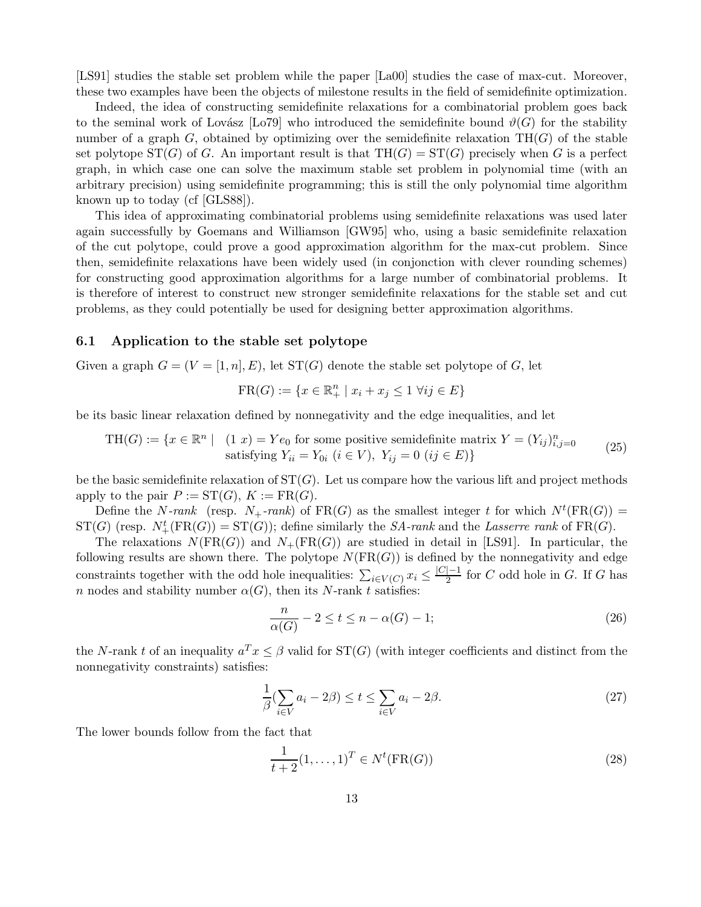[LS91] studies the stable set problem while the paper [La00] studies the case of max-cut. Moreover, these two examples have been the objects of milestone results in the field of semidefinite optimization.

Indeed, the idea of constructing semidefinite relaxations for a combinatorial problem goes back to the seminal work of Lovász [Lo79] who introduced the semidefinite bound $\vartheta(G)$ for the stability number of a graph $G$, obtained by optimizing over the semidefinite relaxation $\mathrm{TH}(G)$ of the stable set polytope $\mathrm{ST}(G)$ of $G$. An important result is that $\mathrm{TH}(G) = \mathrm{ST}(G)$ precisely when $G$ is a perfect graph, in which case one can solve the maximum stable set problem in polynomial time (with an arbitrary precision) using semidefinite programming; this is still the only polynomial time algorithm known up to today (cf [GLS88]).

This idea of approximating combinatorial problems using semidefinite relaxations was used later again successfully by Goemans and Williamson [GW95] who, using a basic semidefinite relaxation of the cut polytope, could prove a good approximation algorithm for the max-cut problem. Since then, semidefinite relaxations have been widely used (in conjonction with clever rounding schemes) for constructing good approximation algorithms for a large number of combinatorial problems. It is therefore of interest to construct new stronger semidefinite relaxations for the stable set and cut problems, as they could potentially be used for designing better approximation algorithms.

### 6.1 Application to the stable set polytope

Given a graph $G = (V = [1, n], E)$, let $\mathrm{ST}(G)$ denote the stable set polytope of $G$, let

$$\mathrm{FR}(G) := \{x \in \mathbb{R}^n_+ \mid x_i + x_j \leq 1 \ \forall ij \in E\}$$

be its basic linear relaxation defined by nonnegativity and the edge inequalities, and let

$$\mathrm{TH}(G) := \{x \in \mathbb{R}^n \mid \begin{array}{l} (1\ x) = Ye_0 \text{ for some positive semidefinite matrix } Y = (Y_{ij})_{i,j=0}^n \\ \text{satisfying } Y_{ii} = Y_{0i}\ (i \in V),\ Y_{ij} = 0\ (ij \in E)\} \end{array} \tag{25}$$

be the basic semidefinite relaxation of $\mathrm{ST}(G)$. Let us compare how the various lift and project methods apply to the pair $P := \mathrm{ST}(G)$, $K := \mathrm{FR}(G)$.

Define the *N-rank* (resp. *$N_+$-rank*) of $\mathrm{FR}(G)$ as the smallest integer $t$ for which $N^t(\mathrm{FR}(G)) = \mathrm{ST}(G)$ (resp. $N_+^t(\mathrm{FR}(G)) = \mathrm{ST}(G)$); define similarly the *SA-rank* and the *Lasserre rank* of $\mathrm{FR}(G)$.

The relaxations $N(\mathrm{FR}(G))$ and $N_+(\mathrm{FR}(G))$ are studied in detail in [LS91]. In particular, the following results are shown there. The polytope $N(\mathrm{FR}(G))$ is defined by the nonnegativity and edge constraints together with the odd hole inequalities: $\sum_{i \in V(C)} x_i \leq \frac{|C|-1}{2}$ for $C$ odd hole in $G$. If $G$ has $n$ nodes and stability number $\alpha(G)$, then its $N$-rank $t$ satisfies:

$$\frac{n}{\alpha(G)} - 2 \leq t \leq n - \alpha(G) - 1; \tag{26}$$

the $N$-rank $t$ of an inequality $a^T x \leq \beta$ valid for $\mathrm{ST}(G)$ (with integer coefficients and distinct from the nonnegativity constraints) satisfies:

$$\frac{1}{\beta}\Big(\sum_{i \in V} a_i - 2\beta\Big) \leq t \leq \sum_{i \in V} a_i - 2\beta. \tag{27}$$

The lower bounds follow from the fact that

$$\frac{1}{t+2}(1, \ldots, 1)^T \in N^t(\mathrm{FR}(G)) \tag{28}$$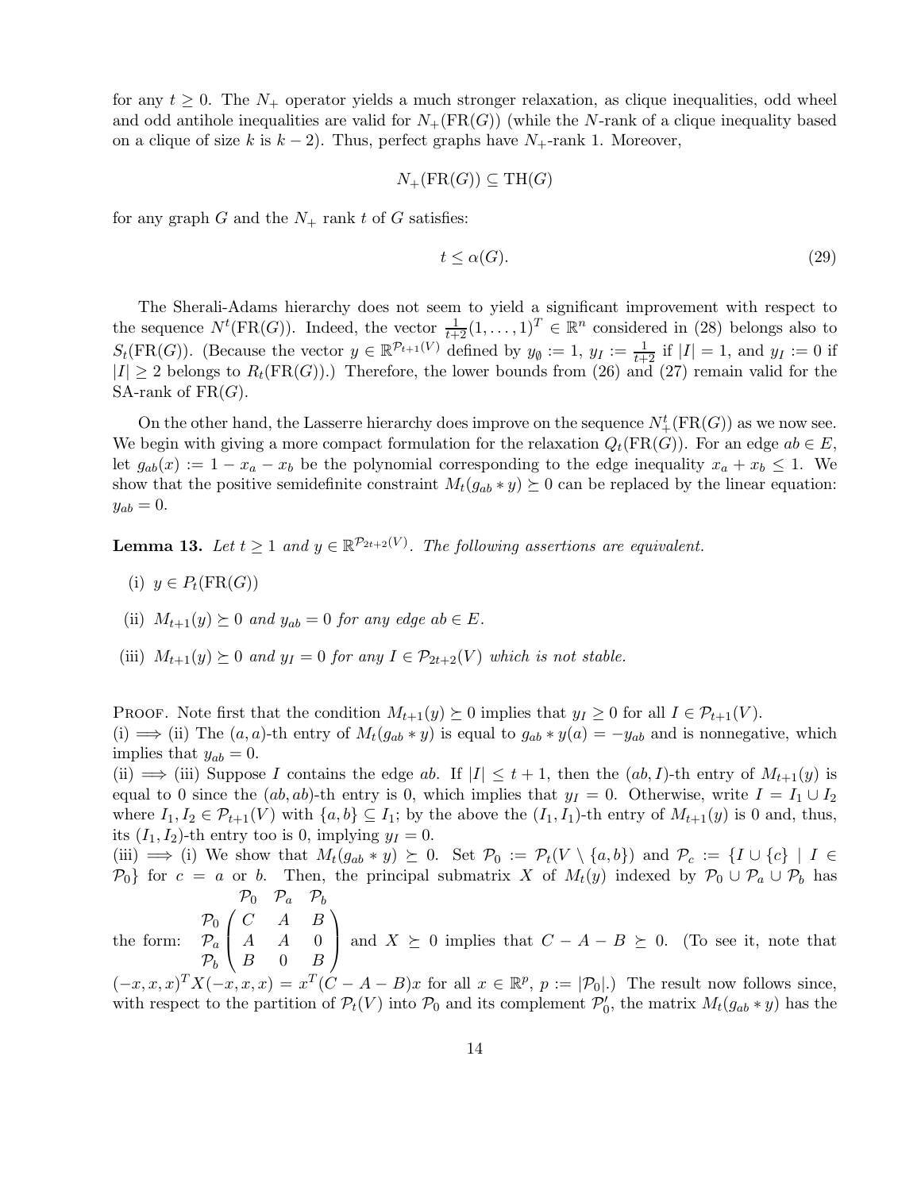for any $t \geq 0$. The $N_+$ operator yields a much stronger relaxation, as clique inequalities, odd wheel and odd antihole inequalities are valid for $N_+(\mathrm{FR}(G))$ (while the $N$-rank of a clique inequality based on a clique of size $k$ is $k-2$). Thus, perfect graphs have $N_+$-rank 1. Moreover,

$$N_+(\mathrm{FR}(G)) \subseteq \mathrm{TH}(G)$$

for any graph $G$ and the $N_+$ rank $t$ of $G$ satisfies:

$$t \leq \alpha(G). \tag{29}$$

The Sherali-Adams hierarchy does not seem to yield a significant improvement with respect to the sequence $N^t(\mathrm{FR}(G))$. Indeed, the vector $\frac{1}{t+2}(1,\ldots,1)^T \in \mathbb{R}^n$ considered in (28) belongs also to $S_t(\mathrm{FR}(G))$. (Because the vector $y \in \mathbb{R}^{\mathcal{P}_{t+1}(V)}$ defined by $y_\emptyset := 1$, $y_I := \frac{1}{t+2}$ if $|I| = 1$, and $y_I := 0$ if $|I| \geq 2$ belongs to $R_t(\mathrm{FR}(G))$.) Therefore, the lower bounds from (26) and (27) remain valid for the SA-rank of $\mathrm{FR}(G)$.

On the other hand, the Lasserre hierarchy does improve on the sequence $N_+^t(\mathrm{FR}(G))$ as we now see. We begin with giving a more compact formulation for the relaxation $Q_t(\mathrm{FR}(G))$. For an edge $ab \in E$, let $g_{ab}(x) := 1 - x_a - x_b$ be the polynomial corresponding to the edge inequality $x_a + x_b \leq 1$. We show that the positive semidefinite constraint $M_t(g_{ab} * y) \succeq 0$ can be replaced by the linear equation: $y_{ab} = 0$.

**Lemma 13.** *Let $t \geq 1$ and $y \in \mathbb{R}^{\mathcal{P}_{2t+2}(V)}$. The following assertions are equivalent.*

(i) *$y \in P_t(\mathrm{FR}(G))$*

(ii) *$M_{t+1}(y) \succeq 0$ and $y_{ab} = 0$ for any edge $ab \in E$.*

(iii) *$M_{t+1}(y) \succeq 0$ and $y_I = 0$ for any $I \in \mathcal{P}_{2t+2}(V)$ which is not stable.*

Proof. Note first that the condition $M_{t+1}(y) \succeq 0$ implies that $y_I \geq 0$ for all $I \in \mathcal{P}_{t+1}(V)$.
(i) $\Longrightarrow$ (ii) The $(a,a)$-th entry of $M_t(g_{ab} * y)$ is equal to $g_{ab} * y(a) = -y_{ab}$ and is nonnegative, which implies that $y_{ab} = 0$.
(ii) $\Longrightarrow$ (iii) Suppose $I$ contains the edge $ab$. If $|I| \leq t+1$, then the $(ab, I)$-th entry of $M_{t+1}(y)$ is equal to 0 since the $(ab, ab)$-th entry is 0, which implies that $y_I = 0$. Otherwise, write $I = I_1 \cup I_2$ where $I_1, I_2 \in \mathcal{P}_{t+1}(V)$ with $\{a,b\} \subseteq I_1$; by the above the $(I_1, I_1)$-th entry of $M_{t+1}(y)$ is 0 and, thus, its $(I_1, I_2)$-th entry too is 0, implying $y_I = 0$.
(iii) $\Longrightarrow$ (i) We show that $M_t(g_{ab} * y) \succeq 0$. Set $\mathcal{P}_0 := \mathcal{P}_t(V \setminus \{a,b\})$ and $\mathcal{P}_c := \{I \cup \{c\} \mid I \in \mathcal{P}_0\}$ for $c = a$ or $b$. Then, the principal submatrix $X$ of $M_t(y)$ indexed by $\mathcal{P}_0 \cup \mathcal{P}_a \cup \mathcal{P}_b$ has the form:
$$\begin{array}{c} \\ \mathcal{P}_0 \\ \mathcal{P}_a \\ \mathcal{P}_b \end{array} \begin{array}{c} \begin{array}{ccc} \mathcal{P}_0 & \mathcal{P}_a & \mathcal{P}_b \end{array} \\ \begin{pmatrix} C & A & B \\ A & A & 0 \\ B & 0 & B \end{pmatrix} \end{array}$$
and $X \succeq 0$ implies that $C - A - B \succeq 0$. (To see it, note that $(-x, x, x)^T X (-x, x, x) = x^T(C - A - B)x$ for all $x \in \mathbb{R}^p$, $p := |\mathcal{P}_0|$.) The result now follows since, with respect to the partition of $\mathcal{P}_t(V)$ into $\mathcal{P}_0$ and its complement $\mathcal{P}_0'$, the matrix $M_t(g_{ab} * y)$ has the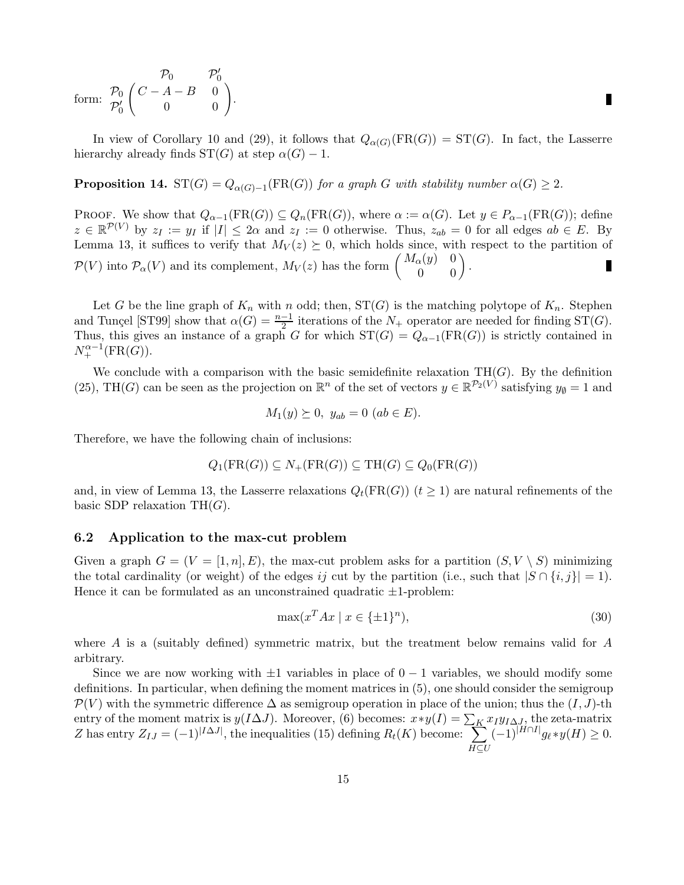form: $\begin{array}{c} \\ \mathcal{P}_0 \\ \mathcal{P}'_0 \end{array}\!\!\begin{array}{c} \begin{array}{cc} \mathcal{P}_0 & \mathcal{P}'_0 \end{array} \\ \begin{pmatrix} C-A-B & 0 \\ 0 & 0 \end{pmatrix} \end{array}$. ∎

In view of Corollary 10 and (29), it follows that $Q_{\alpha(G)}(\mathrm{FR}(G)) = \mathrm{ST}(G)$. In fact, the Lasserre hierarchy already finds $\mathrm{ST}(G)$ at step $\alpha(G) - 1$.

**Proposition 14.** *$\mathrm{ST}(G) = Q_{\alpha(G)-1}(\mathrm{FR}(G))$ for a graph $G$ with stability number $\alpha(G) \geq 2$.*

Proof. We show that $Q_{\alpha-1}(\mathrm{FR}(G)) \subseteq Q_n(\mathrm{FR}(G))$, where $\alpha := \alpha(G)$. Let $y \in P_{\alpha-1}(\mathrm{FR}(G))$; define $z \in \mathbb{R}^{\mathcal{P}(V)}$ by $z_I := y_I$ if $|I| \leq 2\alpha$ and $z_I := 0$ otherwise. Thus, $z_{ab} = 0$ for all edges $ab \in E$. By Lemma 13, it suffices to verify that $M_V(z) \succeq 0$, which holds since, with respect to the partition of $\mathcal{P}(V)$ into $\mathcal{P}_\alpha(V)$ and its complement, $M_V(z)$ has the form $\begin{pmatrix} M_\alpha(y) & 0 \\ 0 & 0 \end{pmatrix}$. ∎

Let $G$ be the line graph of $K_n$ with $n$ odd; then, $\mathrm{ST}(G)$ is the matching polytope of $K_n$. Stephen and Tunçel [ST99] show that $\alpha(G) = \frac{n-1}{2}$ iterations of the $N_+$ operator are needed for finding $\mathrm{ST}(G)$. Thus, this gives an instance of a graph $G$ for which $\mathrm{ST}(G) = Q_{\alpha-1}(\mathrm{FR}(G))$ is strictly contained in $N_+^{\alpha-1}(\mathrm{FR}(G))$.

We conclude with a comparison with the basic semidefinite relaxation $\mathrm{TH}(G)$. By the definition (25), $\mathrm{TH}(G)$ can be seen as the projection on $\mathbb{R}^n$ of the set of vectors $y \in \mathbb{R}^{\mathcal{P}_2(V)}$ satisfying $y_\emptyset = 1$ and

$$M_1(y) \succeq 0, \; y_{ab} = 0 \; (ab \in E).$$

Therefore, we have the following chain of inclusions:

$$Q_1(\mathrm{FR}(G)) \subseteq N_+(\mathrm{FR}(G)) \subseteq \mathrm{TH}(G) \subseteq Q_0(\mathrm{FR}(G))$$

and, in view of Lemma 13, the Lasserre relaxations $Q_t(\mathrm{FR}(G))$ $(t \geq 1)$ are natural refinements of the basic SDP relaxation $\mathrm{TH}(G)$.

### 6.2 Application to the max-cut problem

Given a graph $G = (V = [1, n], E)$, the max-cut problem asks for a partition $(S, V \setminus S)$ minimizing the total cardinality (or weight) of the edges $ij$ cut by the partition (i.e., such that $|S \cap \{i, j\}| = 1$). Hence it can be formulated as an unconstrained quadratic $\pm 1$-problem:

$$\max(x^T A x \mid x \in \{\pm 1\}^n), \tag{30}$$

where $A$ is a (suitably defined) symmetric matrix, but the treatment below remains valid for $A$ arbitrary.

Since we are now working with $\pm 1$ variables in place of $0-1$ variables, we should modify some definitions. In particular, when defining the moment matrices in (5), one should consider the semigroup $\mathcal{P}(V)$ with the symmetric difference $\Delta$ as semigroup operation in place of the union; thus the $(I, J)$-th entry of the moment matrix is $y(I \Delta J)$. Moreover, (6) becomes: $x * y(I) = \sum_K x_I y_{I\Delta J}$, the zeta-matrix $Z$ has entry $Z_{IJ} = (-1)^{|I \Delta J|}$, the inequalities (15) defining $R_t(K)$ become: $\sum_{H \subseteq U} (-1)^{|H \cap I|} g_\ell * y(H) \geq 0$.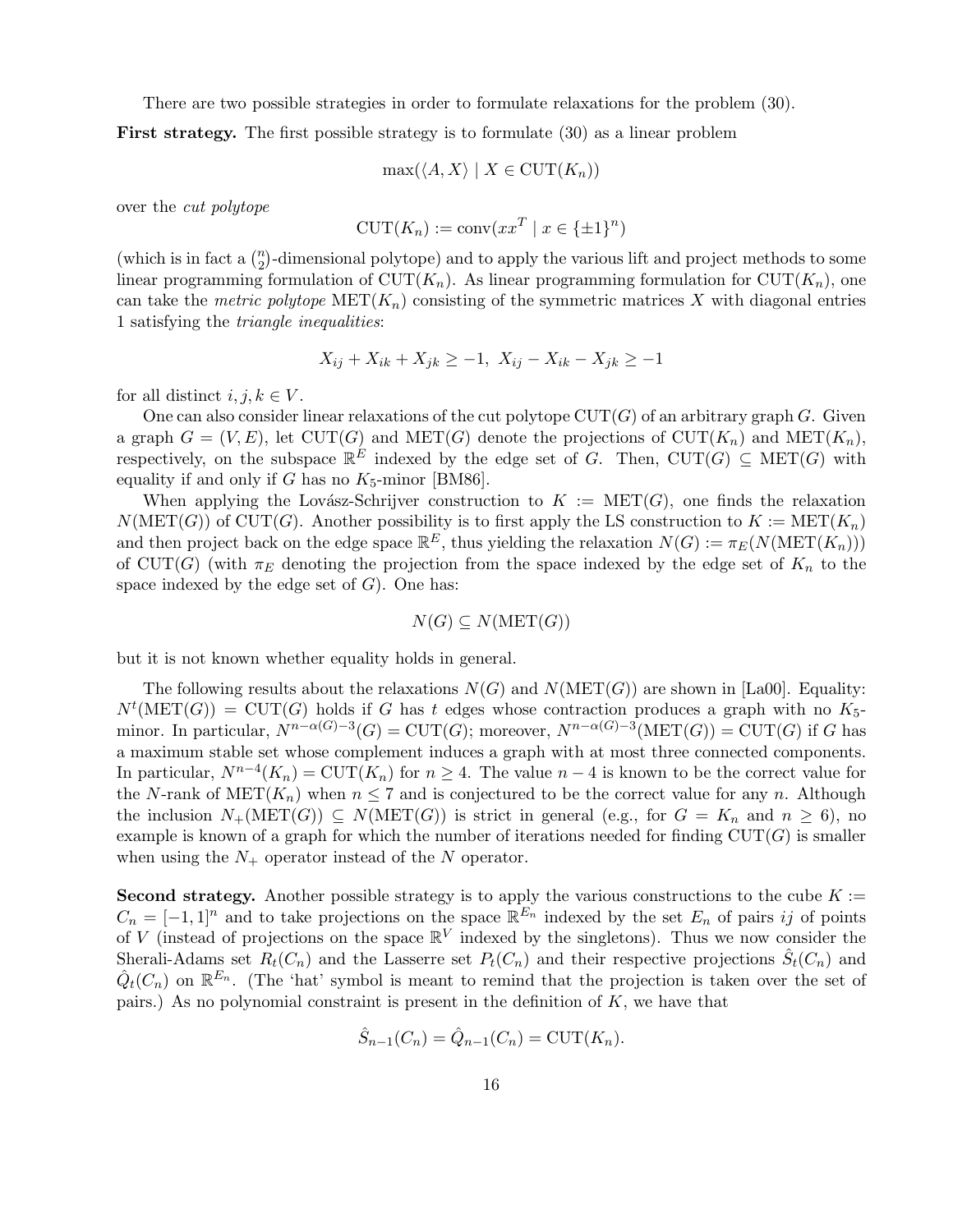There are two possible strategies in order to formulate relaxations for the problem (30).

**First strategy.** The first possible strategy is to formulate (30) as a linear problem

$$\max(\langle A, X\rangle \mid X \in \mathrm{CUT}(K_n))$$

over the *cut polytope*

$$\mathrm{CUT}(K_n) := \mathrm{conv}(xx^T \mid x \in \{\pm 1\}^n)$$

(which is in fact a $\binom{n}{2}$-dimensional polytope) and to apply the various lift and project methods to some linear programming formulation of $\mathrm{CUT}(K_n)$. As linear programming formulation for $\mathrm{CUT}(K_n)$, one can take the *metric polytope* $\mathrm{MET}(K_n)$ consisting of the symmetric matrices $X$ with diagonal entries 1 satisfying the *triangle inequalities*:

$$X_{ij} + X_{ik} + X_{jk} \geq -1, \;\; X_{ij} - X_{ik} - X_{jk} \geq -1$$

for all distinct $i, j, k \in V$.

One can also consider linear relaxations of the cut polytope $\mathrm{CUT}(G)$ of an arbitrary graph $G$. Given a graph $G = (V, E)$, let $\mathrm{CUT}(G)$ and $\mathrm{MET}(G)$ denote the projections of $\mathrm{CUT}(K_n)$ and $\mathrm{MET}(K_n)$, respectively, on the subspace $\mathbb{R}^E$ indexed by the edge set of $G$. Then, $\mathrm{CUT}(G) \subseteq \mathrm{MET}(G)$ with equality if and only if $G$ has no $K_5$-minor [BM86].

When applying the Lovász-Schrijver construction to $K := \mathrm{MET}(G)$, one finds the relaxation $N(\mathrm{MET}(G))$ of $\mathrm{CUT}(G)$. Another possibility is to first apply the LS construction to $K := \mathrm{MET}(K_n)$ and then project back on the edge space $\mathbb{R}^E$, thus yielding the relaxation $N(G) := \pi_E(N(\mathrm{MET}(K_n)))$ of $\mathrm{CUT}(G)$ (with $\pi_E$ denoting the projection from the space indexed by the edge set of $K_n$ to the space indexed by the edge set of $G$). One has:

$$N(G) \subseteq N(\mathrm{MET}(G))$$

but it is not known whether equality holds in general.

The following results about the relaxations $N(G)$ and $N(\mathrm{MET}(G))$ are shown in [La00]. Equality: $N^t(\mathrm{MET}(G)) = \mathrm{CUT}(G)$ holds if $G$ has $t$ edges whose contraction produces a graph with no $K_5$-minor. In particular, $N^{n-\alpha(G)-3}(G) = \mathrm{CUT}(G)$; moreover, $N^{n-\alpha(G)-3}(\mathrm{MET}(G)) = \mathrm{CUT}(G)$ if $G$ has a maximum stable set whose complement induces a graph with at most three connected components. In particular, $N^{n-4}(K_n) = \mathrm{CUT}(K_n)$ for $n \geq 4$. The value $n-4$ is known to be the correct value for the $N$-rank of $\mathrm{MET}(K_n)$ when $n \leq 7$ and is conjectured to be the correct value for any $n$. Although the inclusion $N_+(\mathrm{MET}(G)) \subseteq N(\mathrm{MET}(G))$ is strict in general (e.g., for $G = K_n$ and $n \geq 6$), no example is known of a graph for which the number of iterations needed for finding $\mathrm{CUT}(G)$ is smaller when using the $N_+$ operator instead of the $N$ operator.

**Second strategy.** Another possible strategy is to apply the various constructions to the cube $K := C_n = [-1, 1]^n$ and to take projections on the space $\mathbb{R}^{E_n}$ indexed by the set $E_n$ of pairs $ij$ of points of $V$ (instead of projections on the space $\mathbb{R}^V$ indexed by the singletons). Thus we now consider the Sherali-Adams set $R_t(C_n)$ and the Lasserre set $P_t(C_n)$ and their respective projections $\hat{S}_t(C_n)$ and $\hat{Q}_t(C_n)$ on $\mathbb{R}^{E_n}$. (The 'hat' symbol is meant to remind that the projection is taken over the set of pairs.) As no polynomial constraint is present in the definition of $K$, we have that

$$\hat{S}_{n-1}(C_n) = \hat{Q}_{n-1}(C_n) = \mathrm{CUT}(K_n).$$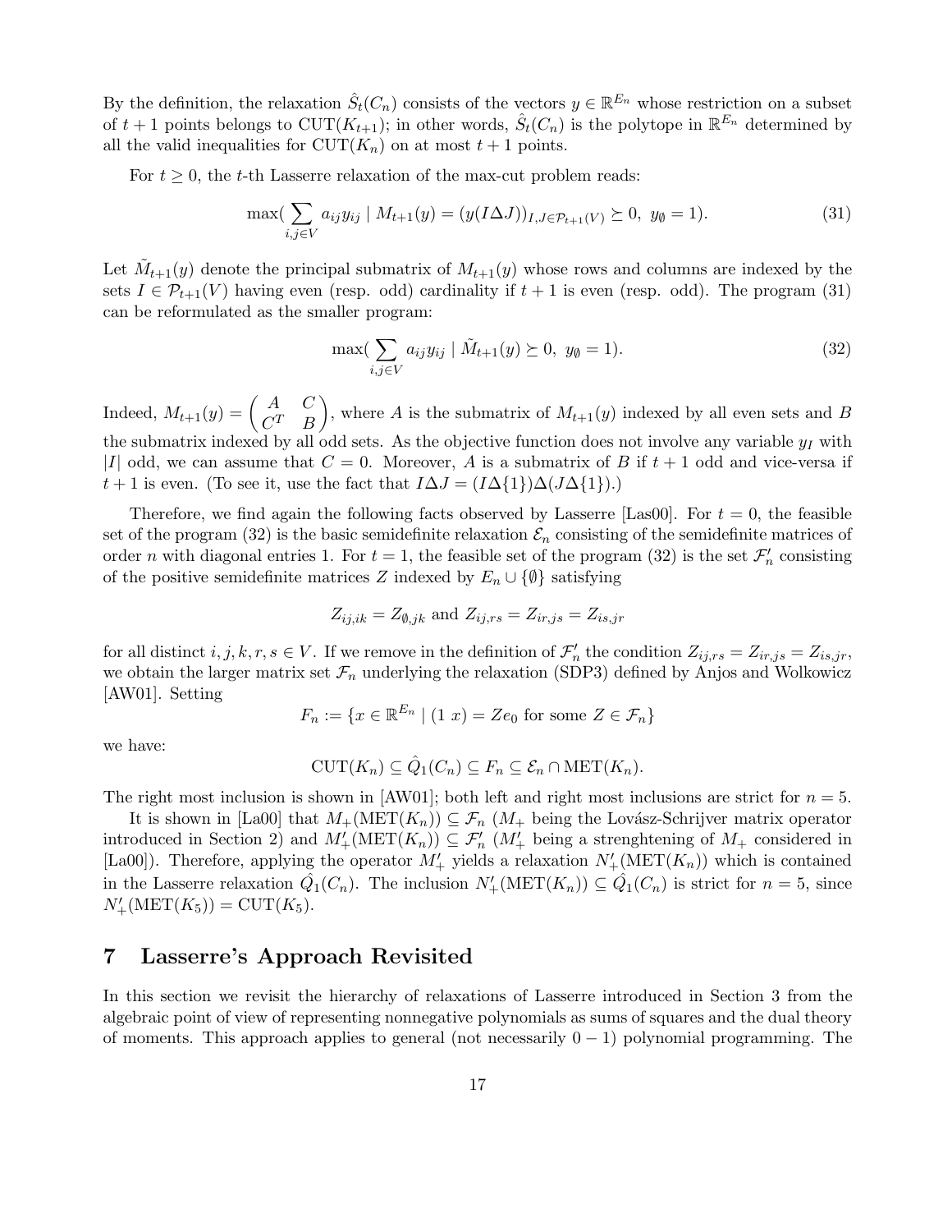By the definition, the relaxation $\hat{S}_t(C_n)$ consists of the vectors $y \in \mathbb{R}^{E_n}$ whose restriction on a subset of $t+1$ points belongs to $\mathrm{CUT}(K_{t+1})$; in other words, $\hat{S}_t(C_n)$ is the polytope in $\mathbb{R}^{E_n}$ determined by all the valid inequalities for $\mathrm{CUT}(K_n)$ on at most $t+1$ points.

For $t \geq 0$, the $t$-th Lasserre relaxation of the max-cut problem reads:

$$\max\Big(\sum_{i,j \in V} a_{ij} y_{ij} \mid M_{t+1}(y) = (y(I \Delta J))_{I,J \in \mathcal{P}_{t+1}(V)} \succeq 0,\ y_\emptyset = 1\Big). \tag{31}$$

Let $\tilde{M}_{t+1}(y)$ denote the principal submatrix of $M_{t+1}(y)$ whose rows and columns are indexed by the sets $I \in \mathcal{P}_{t+1}(V)$ having even (resp. odd) cardinality if $t+1$ is even (resp. odd). The program (31) can be reformulated as the smaller program:

$$\max\Big(\sum_{i,j \in V} a_{ij} y_{ij} \mid \tilde{M}_{t+1}(y) \succeq 0,\ y_\emptyset = 1\Big). \tag{32}$$

Indeed, $M_{t+1}(y) = \begin{pmatrix} A & C \\ C^T & B \end{pmatrix}$, where $A$ is the submatrix of $M_{t+1}(y)$ indexed by all even sets and $B$ the submatrix indexed by all odd sets. As the objective function does not involve any variable $y_I$ with $|I|$ odd, we can assume that $C = 0$. Moreover, $A$ is a submatrix of $B$ if $t+1$ odd and vice-versa if $t+1$ is even. (To see it, use the fact that $I \Delta J = (I \Delta \{1\}) \Delta (J \Delta \{1\})$.)

Therefore, we find again the following facts observed by Lasserre [Las00]. For $t = 0$, the feasible set of the program (32) is the basic semidefinite relaxation $\mathcal{E}_n$ consisting of the semidefinite matrices of order $n$ with diagonal entries 1. For $t = 1$, the feasible set of the program (32) is the set $\mathcal{F}'_n$ consisting of the positive semidefinite matrices $Z$ indexed by $E_n \cup \{\emptyset\}$ satisfying

$$Z_{ij,ik} = Z_{\emptyset,jk} \text{ and } Z_{ij,rs} = Z_{ir,js} = Z_{is,jr}$$

for all distinct $i,j,k,r,s \in V$. If we remove in the definition of $\mathcal{F}'_n$ the condition $Z_{ij,rs} = Z_{ir,js} = Z_{is,jr}$, we obtain the larger matrix set $\mathcal{F}_n$ underlying the relaxation (SDP3) defined by Anjos and Wolkowicz [AW01]. Setting

$$F_n := \{x \in \mathbb{R}^{E_n} \mid (1\ x) = Ze_0 \text{ for some } Z \in \mathcal{F}_n\}$$

we have:

$$\mathrm{CUT}(K_n) \subseteq \hat{Q}_1(C_n) \subseteq F_n \subseteq \mathcal{E}_n \cap \mathrm{MET}(K_n).$$

The right most inclusion is shown in [AW01]; both left and right most inclusions are strict for $n = 5$.

It is shown in [La00] that $M_+(\mathrm{MET}(K_n)) \subseteq \mathcal{F}_n$ ($M_+$ being the Lovász-Schrijver matrix operator introduced in Section 2) and $M'_+(\mathrm{MET}(K_n)) \subseteq \mathcal{F}'_n$ ($M'_+$ being a strenghtening of $M_+$ considered in [La00]). Therefore, applying the operator $M'_+$ yields a relaxation $N'_+(\mathrm{MET}(K_n))$ which is contained in the Lasserre relaxation $\hat{Q}_1(C_n)$. The inclusion $N'_+(\mathrm{MET}(K_n)) \subseteq \hat{Q}_1(C_n)$ is strict for $n = 5$, since $N'_+(\mathrm{MET}(K_5)) = \mathrm{CUT}(K_5)$.

## 7 Lasserre's Approach Revisited

In this section we revisit the hierarchy of relaxations of Lasserre introduced in Section 3 from the algebraic point of view of representing nonnegative polynomials as sums of squares and the dual theory of moments. This approach applies to general (not necessarily $0-1$) polynomial programming. The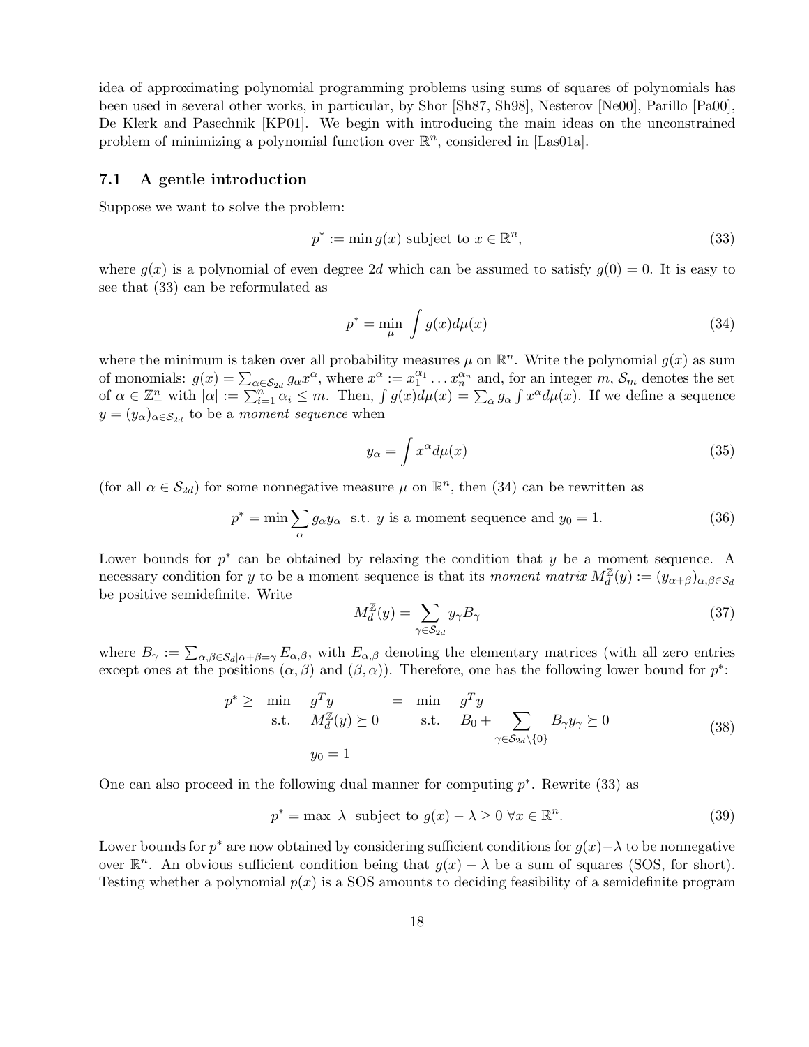idea of approximating polynomial programming problems using sums of squares of polynomials has been used in several other works, in particular, by Shor [Sh87, Sh98], Nesterov [Ne00], Parillo [Pa00], De Klerk and Pasechnik [KP01]. We begin with introducing the main ideas on the unconstrained problem of minimizing a polynomial function over $\mathbb{R}^n$, considered in [Las01a].

### 7.1 A gentle introduction

Suppose we want to solve the problem:

$$p^* := \min g(x) \text{ subject to } x \in \mathbb{R}^n, \tag{33}$$

where $g(x)$ is a polynomial of even degree $2d$ which can be assumed to satisfy $g(0) = 0$. It is easy to see that (33) can be reformulated as

$$p^* = \min_{\mu} \int g(x) d\mu(x) \tag{34}$$

where the minimum is taken over all probability measures $\mu$ on $\mathbb{R}^n$. Write the polynomial $g(x)$ as sum of monomials: $g(x) = \sum_{\alpha \in \mathcal{S}_{2d}} g_\alpha x^\alpha$, where $x^\alpha := x_1^{\alpha_1} \dots x_n^{\alpha_n}$ and, for an integer $m$, $\mathcal{S}_m$ denotes the set of $\alpha \in \mathbb{Z}_+^n$ with $|\alpha| := \sum_{i=1}^n \alpha_i \leq m$. Then, $\int g(x) d\mu(x) = \sum_\alpha g_\alpha \int x^\alpha d\mu(x)$. If we define a sequence $y = (y_\alpha)_{\alpha \in \mathcal{S}_{2d}}$ to be a *moment sequence* when

$$y_\alpha = \int x^\alpha d\mu(x) \tag{35}$$

(for all $\alpha \in \mathcal{S}_{2d}$) for some nonnegative measure $\mu$ on $\mathbb{R}^n$, then (34) can be rewritten as

$$p^* = \min \sum_\alpha g_\alpha y_\alpha \ \text{ s.t. } y \text{ is a moment sequence and } y_0 = 1. \tag{36}$$

Lower bounds for $p^*$ can be obtained by relaxing the condition that $y$ be a moment sequence. A necessary condition for $y$ to be a moment sequence is that its *moment matrix* $M_d^{\mathbb{Z}}(y) := (y_{\alpha+\beta})_{\alpha,\beta \in \mathcal{S}_d}$ be positive semidefinite. Write

$$M_d^{\mathbb{Z}}(y) = \sum_{\gamma \in \mathcal{S}_{2d}} y_\gamma B_\gamma \tag{37}$$

where $B_\gamma := \sum_{\alpha,\beta \in \mathcal{S}_d | \alpha+\beta=\gamma} E_{\alpha,\beta}$, with $E_{\alpha,\beta}$ denoting the elementary matrices (with all zero entries except ones at the positions $(\alpha, \beta)$ and $(\beta, \alpha)$). Therefore, one has the following lower bound for $p^*$:

$$p^* \geq \begin{array}{ll} \min & g^T y \\ \text{s.t.} & M_d^{\mathbb{Z}}(y) \succeq 0 \\ & y_0 = 1 \end{array} \quad = \quad \begin{array}{ll} \min & g^T y \\ \text{s.t.} & B_0 + \displaystyle\sum_{\gamma \in \mathcal{S}_{2d} \setminus \{0\}} B_\gamma y_\gamma \succeq 0 \end{array} \tag{38}$$

One can also proceed in the following dual manner for computing $p^*$. Rewrite (33) as

$$p^* = \max \ \lambda \ \text{ subject to } g(x) - \lambda \geq 0 \ \forall x \in \mathbb{R}^n. \tag{39}$$

Lower bounds for $p^*$ are now obtained by considering sufficient conditions for $g(x) - \lambda$ to be nonnegative over $\mathbb{R}^n$. An obvious sufficient condition being that $g(x) - \lambda$ be a sum of squares (SOS, for short). Testing whether a polynomial $p(x)$ is a SOS amounts to deciding feasibility of a semidefinite program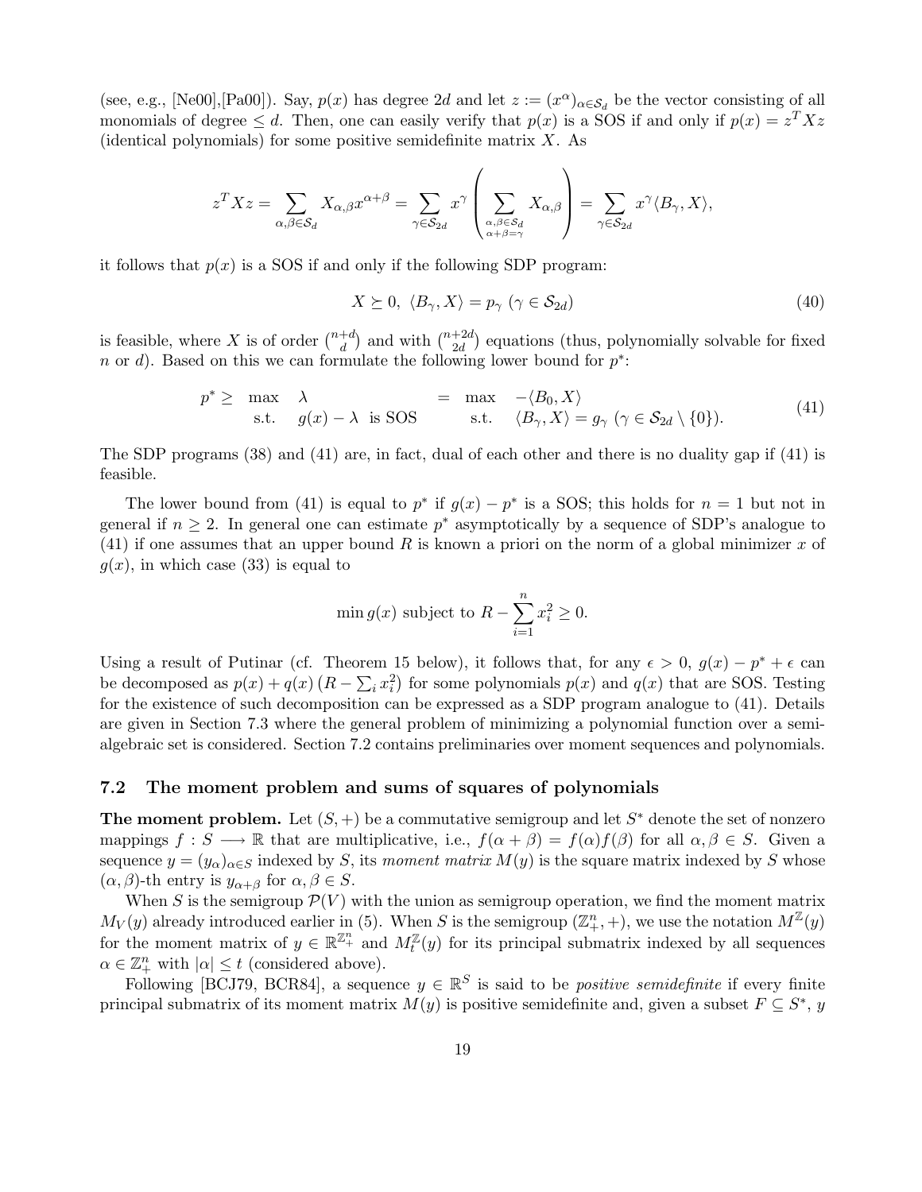(see, e.g., [Ne00],[Pa00]). Say, $p(x)$ has degree $2d$ and let $z := (x^\alpha)_{\alpha\in\mathcal{S}_d}$ be the vector consisting of all monomials of degree $\leq d$. Then, one can easily verify that $p(x)$ is a SOS if and only if $p(x) = z^TXz$ (identical polynomials) for some positive semidefinite matrix $X$. As

$$z^TXz = \sum_{\alpha,\beta\in\mathcal{S}_d} X_{\alpha,\beta}x^{\alpha+\beta} = \sum_{\gamma\in\mathcal{S}_{2d}} x^\gamma \left( \sum_{\substack{\alpha,\beta\in\mathcal{S}_d \\ \alpha+\beta=\gamma}} X_{\alpha,\beta} \right) = \sum_{\gamma\in\mathcal{S}_{2d}} x^\gamma \langle B_\gamma, X\rangle,$$

it follows that $p(x)$ is a SOS if and only if the following SDP program:

$$X \succeq 0, \ \langle B_\gamma, X\rangle = p_\gamma \ (\gamma \in \mathcal{S}_{2d}) \tag{40}$$

is feasible, where $X$ is of order $\binom{n+d}{d}$ and with $\binom{n+2d}{2d}$ equations (thus, polynomially solvable for fixed $n$ or $d$). Based on this we can formulate the following lower bound for $p^*$:

$$p^* \geq \begin{array}{ll} \max & \lambda \\ \text{s.t.} & g(x) - \lambda \ \text{ is SOS} \end{array} = \begin{array}{ll} \max & -\langle B_0, X\rangle \\ \text{s.t.} & \langle B_\gamma, X\rangle = g_\gamma \ (\gamma \in \mathcal{S}_{2d} \setminus \{0\}). \end{array} \tag{41}$$

The SDP programs (38) and (41) are, in fact, dual of each other and there is no duality gap if (41) is feasible.

The lower bound from (41) is equal to $p^*$ if $g(x) - p^*$ is a SOS; this holds for $n = 1$ but not in general if $n \geq 2$. In general one can estimate $p^*$ asymptotically by a sequence of SDP's analogue to (41) if one assumes that an upper bound $R$ is known a priori on the norm of a global minimizer $x$ of $g(x)$, in which case (33) is equal to

$$\min g(x) \text{ subject to } R - \sum_{i=1}^n x_i^2 \geq 0.$$

Using a result of Putinar (cf. Theorem 15 below), it follows that, for any $\epsilon > 0$, $g(x) - p^* + \epsilon$ can be decomposed as $p(x) + q(x)\left(R - \sum_i x_i^2\right)$ for some polynomials $p(x)$ and $q(x)$ that are SOS. Testing for the existence of such decomposition can be expressed as a SDP program analogue to (41). Details are given in Section 7.3 where the general problem of minimizing a polynomial function over a semi-algebraic set is considered. Section 7.2 contains preliminaries over moment sequences and polynomials.

### 7.2 The moment problem and sums of squares of polynomials

**The moment problem.** Let $(S, +)$ be a commutative semigroup and let $S^*$ denote the set of nonzero mappings $f : S \longrightarrow \mathbb{R}$ that are multiplicative, i.e., $f(\alpha + \beta) = f(\alpha)f(\beta)$ for all $\alpha, \beta \in S$. Given a sequence $y = (y_\alpha)_{\alpha\in S}$ indexed by $S$, its *moment matrix* $M(y)$ is the square matrix indexed by $S$ whose $(\alpha, \beta)$-th entry is $y_{\alpha+\beta}$ for $\alpha, \beta \in S$.

When $S$ is the semigroup $\mathcal{P}(V)$ with the union as semigroup operation, we find the moment matrix $M_V(y)$ already introduced earlier in (5). When $S$ is the semigroup $(\mathbb{Z}_+^n, +)$, we use the notation $M^{\mathbb{Z}}(y)$ for the moment matrix of $y \in \mathbb{R}^{\mathbb{Z}_+^n}$ and $M_t^{\mathbb{Z}}(y)$ for its principal submatrix indexed by all sequences $\alpha \in \mathbb{Z}_+^n$ with $|\alpha| \leq t$ (considered above).

Following [BCJ79, BCR84], a sequence $y \in \mathbb{R}^S$ is said to be *positive semidefinite* if every finite principal submatrix of its moment matrix $M(y)$ is positive semidefinite and, given a subset $F \subseteq S^*$, $y$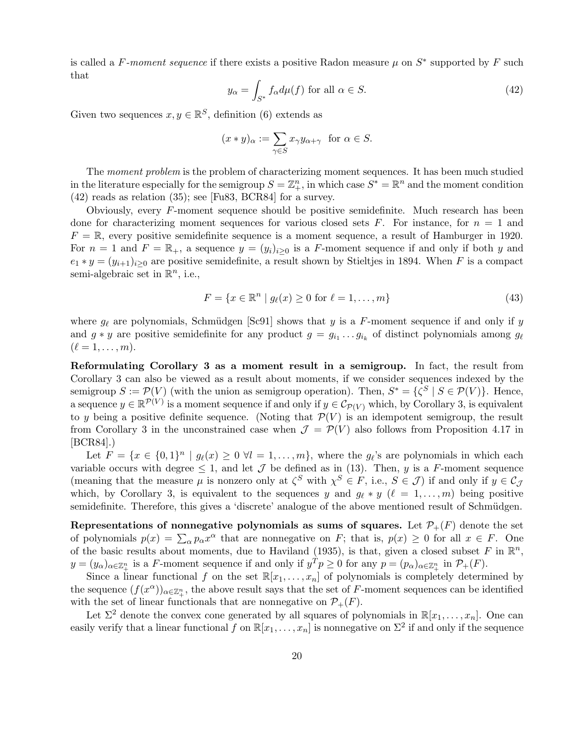is called a $F$-*moment sequence* if there exists a positive Radon measure $\mu$ on $S^*$ supported by $F$ such that

$$y_\alpha = \int_{S^*} f_\alpha d\mu(f) \text{ for all } \alpha \in S. \tag{42}$$

Given two sequences $x, y \in \mathbb{R}^S$, definition (6) extends as

$$(x * y)_\alpha := \sum_{\gamma \in S} x_\gamma y_{\alpha+\gamma} \quad \text{for } \alpha \in S.$$

The *moment problem* is the problem of characterizing moment sequences. It has been much studied in the literature especially for the semigroup $S = \mathbb{Z}_+^n$, in which case $S^* = \mathbb{R}^n$ and the moment condition (42) reads as relation (35); see [Fu83, BCR84] for a survey.

Obviously, every $F$-moment sequence should be positive semidefinite. Much research has been done for characterizing moment sequences for various closed sets $F$. For instance, for $n = 1$ and $F = \mathbb{R}$, every positive semidefinite sequence is a moment sequence, a result of Hamburger in 1920. For $n = 1$ and $F = \mathbb{R}_+$, a sequence $y = (y_i)_{i \geq 0}$ is a $F$-moment sequence if and only if both $y$ and $e_1 * y = (y_{i+1})_{i \geq 0}$ are positive semidefinite, a result shown by Stieltjes in 1894. When $F$ is a compact semi-algebraic set in $\mathbb{R}^n$, i.e.,

$$F = \{x \in \mathbb{R}^n \mid g_\ell(x) \geq 0 \text{ for } \ell = 1, \ldots, m\} \tag{43}$$

where $g_\ell$ are polynomials, Schmüdgen [Sc91] shows that $y$ is a $F$-moment sequence if and only if $y$ and $g * y$ are positive semidefinite for any product $g = g_{i_1} \ldots g_{i_k}$ of distinct polynomials among $g_\ell$ ($\ell = 1, \ldots, m$).

**Reformulating Corollary 3 as a moment result in a semigroup.** In fact, the result from Corollary 3 can also be viewed as a result about moments, if we consider sequences indexed by the semigroup $S := \mathcal{P}(V)$ (with the union as semigroup operation). Then, $S^* = \{\zeta^S \mid S \in \mathcal{P}(V)\}$. Hence, a sequence $y \in \mathbb{R}^{\mathcal{P}(V)}$ is a moment sequence if and only if $y \in \mathcal{C}_{\mathcal{P}(V)}$ which, by Corollary 3, is equivalent to $y$ being a positive definite sequence. (Noting that $\mathcal{P}(V)$ is an idempotent semigroup, the result from Corollary 3 in the unconstrained case when $\mathcal{J} = \mathcal{P}(V)$ also follows from Proposition 4.17 in [BCR84].)

Let $F = \{x \in \{0,1\}^n \mid g_\ell(x) \geq 0 \ \forall l = 1, \ldots, m\}$, where the $g_\ell$'s are polynomials in which each variable occurs with degree $\leq 1$, and let $\mathcal{J}$ be defined as in (13). Then, $y$ is a $F$-moment sequence (meaning that the measure $\mu$ is nonzero only at $\zeta^S$ with $\chi^S \in F$, i.e., $S \in \mathcal{J}$) if and only if $y \in \mathcal{C}_{\mathcal{J}}$ which, by Corollary 3, is equivalent to the sequences $y$ and $g_\ell * y$ ($\ell = 1, \ldots, m$) being positive semidefinite. Therefore, this gives a 'discrete' analogue of the above mentioned result of Schmüdgen.

**Representations of nonnegative polynomials as sums of squares.** Let $\mathcal{P}_+(F)$ denote the set of polynomials $p(x) = \sum_\alpha p_\alpha x^\alpha$ that are nonnegative on $F$; that is, $p(x) \geq 0$ for all $x \in F$. One of the basic results about moments, due to Haviland (1935), is that, given a closed subset $F$ in $\mathbb{R}^n$, $y = (y_\alpha)_{\alpha \in \mathbb{Z}_+^n}$ is a $F$-moment sequence if and only if $y^T p \geq 0$ for any $p = (p_\alpha)_{\alpha \in \mathbb{Z}_+^n}$ in $\mathcal{P}_+(F)$.

Since a linear functional $f$ on the set $\mathbb{R}[x_1, \ldots, x_n]$ of polynomials is completely determined by the sequence $(f(x^\alpha))_{\alpha \in \mathbb{Z}_+^n}$, the above result says that the set of $F$-moment sequences can be identified with the set of linear functionals that are nonnegative on $\mathcal{P}_+(F)$.

Let $\Sigma^2$ denote the convex cone generated by all squares of polynomials in $\mathbb{R}[x_1, \ldots, x_n]$. One can easily verify that a linear functional $f$ on $\mathbb{R}[x_1, \ldots, x_n]$ is nonnegative on $\Sigma^2$ if and only if the sequence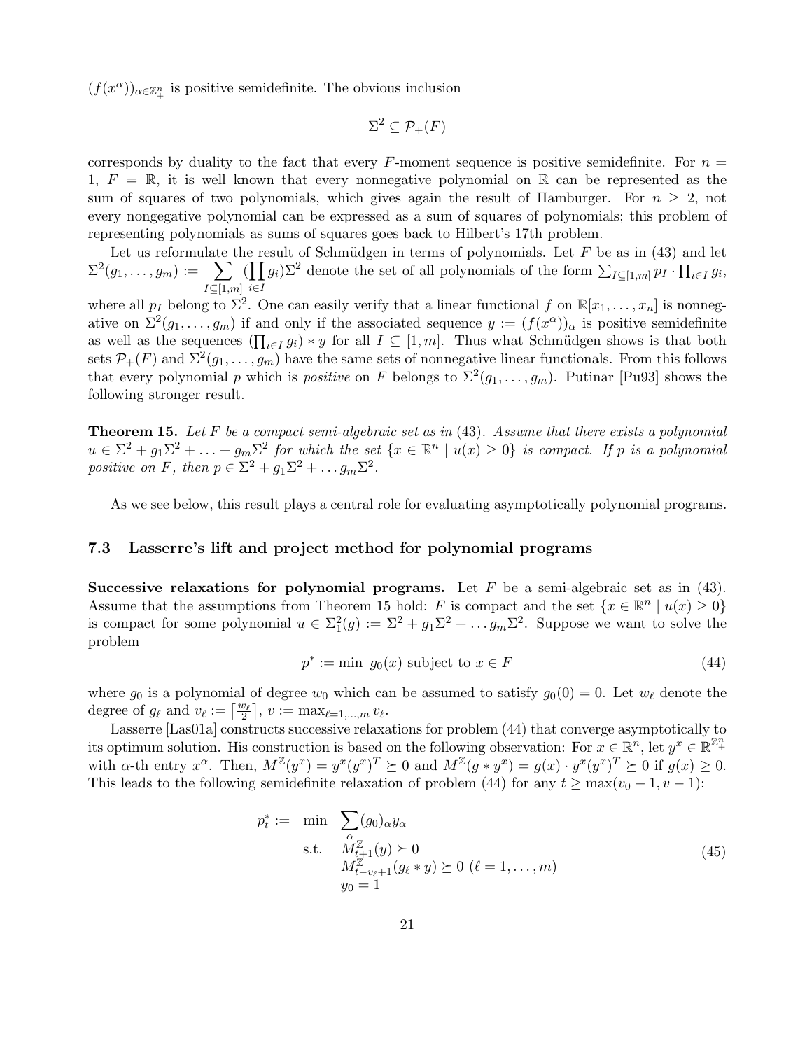$(f(x^\alpha))_{\alpha\in\mathbb{Z}_+^n}$ is positive semidefinite. The obvious inclusion

$$\Sigma^2 \subseteq \mathcal{P}_+(F)$$

corresponds by duality to the fact that every $F$-moment sequence is positive semidefinite. For $n = 1$, $F = \mathbb{R}$, it is well known that every nonnegative polynomial on $\mathbb{R}$ can be represented as the sum of squares of two polynomials, which gives again the result of Hamburger. For $n \geq 2$, not every nongegative polynomial can be expressed as a sum of squares of polynomials; this problem of representing polynomials as sums of squares goes back to Hilbert's 17th problem.

Let us reformulate the result of Schmüdgen in terms of polynomials. Let $F$ be as in (43) and let $\Sigma^2(g_1, \ldots, g_m) := \sum_{I\subseteq[1,m]} (\prod_{i\in I} g_i)\Sigma^2$ denote the set of all polynomials of the form $\sum_{I\subseteq[1,m]} p_I \cdot \prod_{i\in I} g_i$, where all $p_I$ belong to $\Sigma^2$. One can easily verify that a linear functional $f$ on $\mathbb{R}[x_1, \ldots, x_n]$ is nonnegative on $\Sigma^2(g_1, \ldots, g_m)$ if and only if the associated sequence $y := (f(x^\alpha))_\alpha$ is positive semidefinite as well as the sequences $(\prod_{i\in I} g_i) * y$ for all $I \subseteq [1, m]$. Thus what Schmüdgen shows is that both sets $\mathcal{P}_+(F)$ and $\Sigma^2(g_1, \ldots, g_m)$ have the same sets of nonnegative linear functionals. From this follows that every polynomial $p$ which is *positive* on $F$ belongs to $\Sigma^2(g_1, \ldots, g_m)$. Putinar [Pu93] shows the following stronger result.

**Theorem 15.** *Let $F$ be a compact semi-algebraic set as in (43). Assume that there exists a polynomial $u \in \Sigma^2 + g_1\Sigma^2 + \ldots + g_m\Sigma^2$ for which the set $\{x \in \mathbb{R}^n \mid u(x) \geq 0\}$ is compact. If $p$ is a polynomial positive on $F$, then $p \in \Sigma^2 + g_1\Sigma^2 + \ldots g_m\Sigma^2$.*

As we see below, this result plays a central role for evaluating asymptotically polynomial programs.

### 7.3 Lasserre's lift and project method for polynomial programs

**Successive relaxations for polynomial programs.** Let $F$ be a semi-algebraic set as in (43). Assume that the assumptions from Theorem 15 hold: $F$ is compact and the set $\{x \in \mathbb{R}^n \mid u(x) \geq 0\}$ is compact for some polynomial $u \in \Sigma_1^2(g) := \Sigma^2 + g_1\Sigma^2 + \ldots g_m\Sigma^2$. Suppose we want to solve the problem

$$p^* := \min\ g_0(x) \text{ subject to } x \in F \tag{44}$$

where $g_0$ is a polynomial of degree $w_0$ which can be assumed to satisfy $g_0(0) = 0$. Let $w_\ell$ denote the degree of $g_\ell$ and $v_\ell := \lceil \frac{w_\ell}{2} \rceil$, $v := \max_{\ell=1,\ldots,m} v_\ell$.

Lasserre [Las01a] constructs successive relaxations for problem (44) that converge asymptotically to its optimum solution. His construction is based on the following observation: For $x \in \mathbb{R}^n$, let $y^x \in \mathbb{R}^{\mathbb{Z}_+^n}$ with $\alpha$-th entry $x^\alpha$. Then, $M^{\mathbb{Z}}(y^x) = y^x(y^x)^T \succeq 0$ and $M^{\mathbb{Z}}(g * y^x) = g(x) \cdot y^x(y^x)^T \succeq 0$ if $g(x) \geq 0$. This leads to the following semidefinite relaxation of problem (44) for any $t \geq \max(v_0 - 1, v - 1)$:

$$\begin{aligned}
p_t^* := \quad \min \quad & \sum_\alpha (g_0)_\alpha y_\alpha \\
\text{s.t.} \quad & M_{t+1}^{\mathbb{Z}}(y) \succeq 0 \\
& M_{t-v_\ell+1}^{\mathbb{Z}}(g_\ell * y) \succeq 0 \ (\ell = 1, \ldots, m) \\
& y_0 = 1
\end{aligned} \tag{45}$$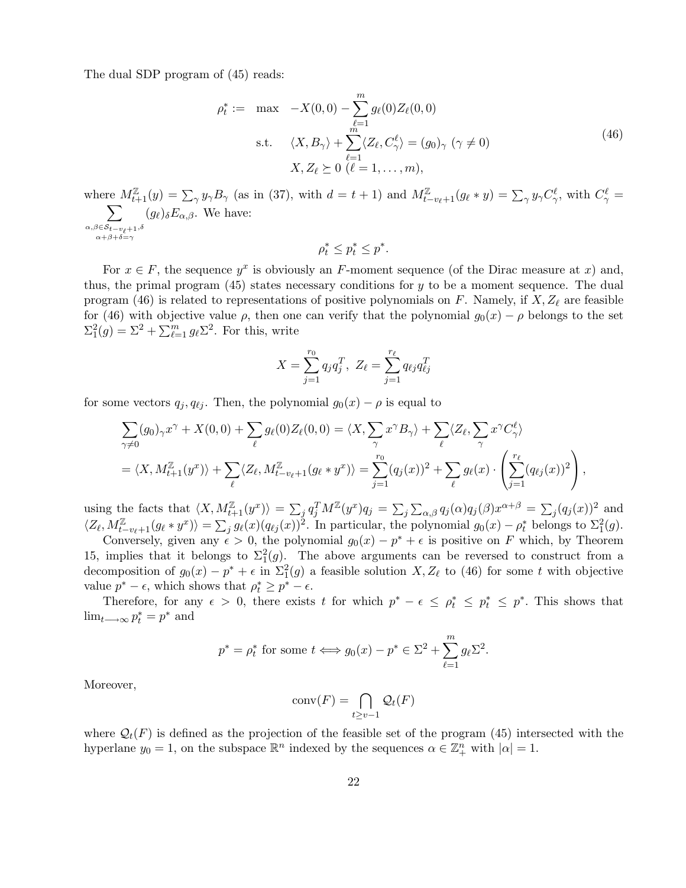The dual SDP program of (45) reads:

$$
\begin{array}{rll}
\rho_t^* := & \max & -X(0,0) - \sum_{\ell=1}^m g_\ell(0) Z_\ell(0,0) \\
& \text{s.t.} & \langle X, B_\gamma \rangle + \sum_{\ell=1}^m \langle Z_\ell, C_\gamma^\ell \rangle = (g_0)_\gamma \ (\gamma \neq 0) \\
& & X, Z_\ell \succeq 0 \ (\ell = 1, \ldots, m),
\end{array}
\tag{46}
$$

where $M_{t+1}^{\mathbb{Z}}(y) = \sum_\gamma y_\gamma B_\gamma$ (as in (37), with $d = t+1$) and $M_{t-v_\ell+1}^{\mathbb{Z}}(g_\ell * y) = \sum_\gamma y_\gamma C_\gamma^\ell$, with $C_\gamma^\ell = \sum_{\substack{\alpha,\beta \in \mathcal{S}_{t-v_\ell+1}, \delta \\ \alpha+\beta+\delta=\gamma}} (g_\ell)_\delta E_{\alpha,\beta}$. We have:

$$
\rho_t^* \leq p_t^* \leq p^*.
$$

For $x \in F$, the sequence $y^x$ is obviously an $F$-moment sequence (of the Dirac measure at $x$) and, thus, the primal program (45) states necessary conditions for $y$ to be a moment sequence. The dual program (46) is related to representations of positive polynomials on $F$. Namely, if $X, Z_\ell$ are feasible for (46) with objective value $\rho$, then one can verify that the polynomial $g_0(x) - \rho$ belongs to the set $\Sigma_1^2(g) = \Sigma^2 + \sum_{\ell=1}^m g_\ell \Sigma^2$. For this, write

$$
X = \sum_{j=1}^{r_0} q_j q_j^T, \ Z_\ell = \sum_{j=1}^{r_\ell} q_{\ell j} q_{\ell j}^T
$$

for some vectors $q_j, q_{\ell j}$. Then, the polynomial $g_0(x) - \rho$ is equal to

$$
\begin{aligned}
& \sum_{\gamma \neq 0} (g_0)_\gamma x^\gamma + X(0,0) + \sum_\ell g_\ell(0) Z_\ell(0,0) = \langle X, \sum_\gamma x^\gamma B_\gamma \rangle + \sum_\ell \langle Z_\ell, \sum_\gamma x^\gamma C_\gamma^\ell \rangle \\
&= \langle X, M_{t+1}^{\mathbb{Z}}(y^x) \rangle + \sum_\ell \langle Z_\ell, M_{t-v_\ell+1}^{\mathbb{Z}}(g_\ell * y^x) \rangle = \sum_{j=1}^{r_0} (q_j(x))^2 + \sum_\ell g_\ell(x) \cdot \left( \sum_{j=1}^{r_\ell} (q_{\ell j}(x))^2 \right),
\end{aligned}
$$

using the facts that $\langle X, M_{t+1}^{\mathbb{Z}}(y^x) \rangle = \sum_j q_j^T M^{\mathbb{Z}}(y^x) q_j = \sum_j \sum_{\alpha,\beta} q_j(\alpha) q_j(\beta) x^{\alpha+\beta} = \sum_j (q_j(x))^2$ and $\langle Z_\ell, M_{t-v_\ell+1}^{\mathbb{Z}}(g_\ell * y^x) \rangle = \sum_j g_\ell(x) (q_{\ell j}(x))^2$. In particular, the polynomial $g_0(x) - \rho_t^*$ belongs to $\Sigma_1^2(g)$.

Conversely, given any $\epsilon > 0$, the polynomial $g_0(x) - p^* + \epsilon$ is positive on $F$ which, by Theorem 15, implies that it belongs to $\Sigma_1^2(g)$. The above arguments can be reversed to construct from a decomposition of $g_0(x) - p^* + \epsilon$ in $\Sigma_1^2(g)$ a feasible solution $X, Z_\ell$ to (46) for some $t$ with objective value $p^* - \epsilon$, which shows that $\rho_t^* \geq p^* - \epsilon$.

Therefore, for any $\epsilon > 0$, there exists $t$ for which $p^* - \epsilon \leq \rho_t^* \leq p_t^* \leq p^*$. This shows that $\lim_{t \to \infty} p_t^* = p^*$ and

$$
p^* = \rho_t^* \text{ for some } t \iff g_0(x) - p^* \in \Sigma^2 + \sum_{\ell=1}^m g_\ell \Sigma^2.
$$

Moreover,

$$
\text{conv}(F) = \bigcap_{t \geq v-1} \mathcal{Q}_t(F)
$$

where $\mathcal{Q}_t(F)$ is defined as the projection of the feasible set of the program (45) intersected with the hyperlane $y_0 = 1$, on the subspace $\mathbb{R}^n$ indexed by the sequences $\alpha \in \mathbb{Z}_+^n$ with $|\alpha| = 1$.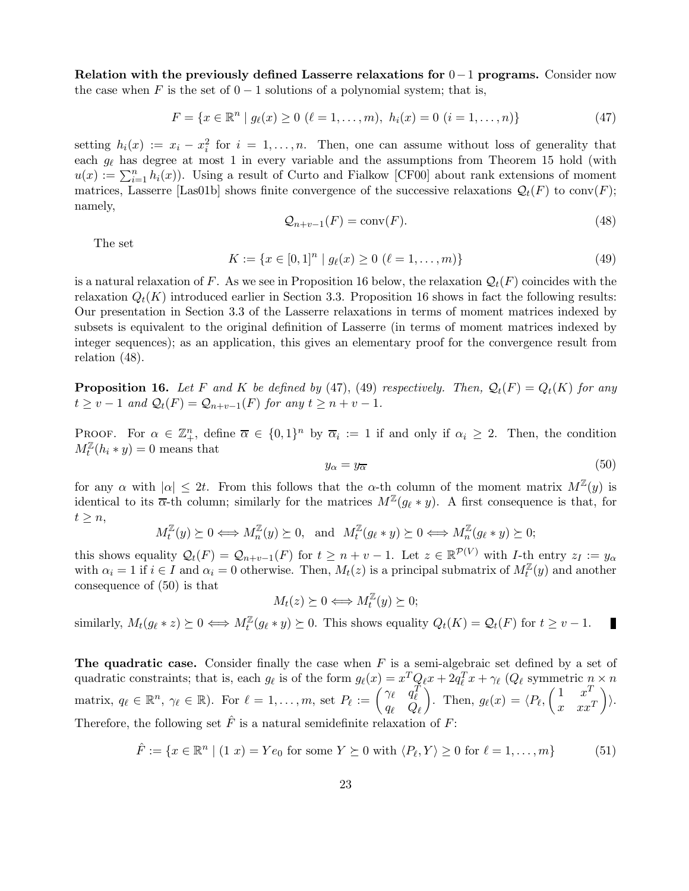**Relation with the previously defined Lasserre relaxations for $0-1$ programs.** Consider now the case when $F$ is the set of $0-1$ solutions of a polynomial system; that is,

$$F = \{x \in \mathbb{R}^n \mid g_\ell(x) \geq 0 \ (\ell = 1, \ldots, m),\ h_i(x) = 0 \ (i = 1, \ldots, n)\} \tag{47}$$

setting $h_i(x) := x_i - x_i^2$ for $i = 1, \ldots, n$. Then, one can assume without loss of generality that each $g_\ell$ has degree at most 1 in every variable and the assumptions from Theorem 15 hold (with $u(x) := \sum_{i=1}^n h_i(x)$). Using a result of Curto and Fialkow [CF00] about rank extensions of moment matrices, Lasserre [Las01b] shows finite convergence of the successive relaxations $\mathcal{Q}_t(F)$ to $\text{conv}(F)$; namely,

$$\mathcal{Q}_{n+v-1}(F) = \text{conv}(F). \tag{48}$$

The set

$$K := \{x \in [0,1]^n \mid g_\ell(x) \geq 0 \ (\ell = 1, \ldots, m)\} \tag{49}$$

is a natural relaxation of $F$. As we see in Proposition 16 below, the relaxation $\mathcal{Q}_t(F)$ coincides with the relaxation $Q_t(K)$ introduced earlier in Section 3.3. Proposition 16 shows in fact the following results: Our presentation in Section 3.3 of the Lasserre relaxations in terms of moment matrices indexed by subsets is equivalent to the original definition of Lasserre (in terms of moment matrices indexed by integer sequences); as an application, this gives an elementary proof for the convergence result from relation (48).

**Proposition 16.** *Let $F$ and $K$ be defined by* (47), (49) *respectively. Then, $\mathcal{Q}_t(F) = Q_t(K)$ for any $t \geq v-1$ and $\mathcal{Q}_t(F) = \mathcal{Q}_{n+v-1}(F)$ for any $t \geq n+v-1$.*

Proof. For $\alpha \in \mathbb{Z}_+^n$, define $\overline{\alpha} \in \{0,1\}^n$ by $\overline{\alpha}_i := 1$ if and only if $\alpha_i \geq 2$. Then, the condition $M_t^{\mathbb{Z}}(h_i * y) = 0$ means that

$$y_\alpha = y_{\overline{\alpha}} \tag{50}$$

for any $\alpha$ with $|\alpha| \leq 2t$. From this follows that the $\alpha$-th column of the moment matrix $M^{\mathbb{Z}}(y)$ is identical to its $\overline{\alpha}$-th column; similarly for the matrices $M^{\mathbb{Z}}(g_\ell * y)$. A first consequence is that, for $t \geq n$,

$$M_t^{\mathbb{Z}}(y) \succeq 0 \Longleftrightarrow M_n^{\mathbb{Z}}(y) \succeq 0, \ \text{ and } \ M_t^{\mathbb{Z}}(g_\ell * y) \succeq 0 \Longleftrightarrow M_n^{\mathbb{Z}}(g_\ell * y) \succeq 0;$$

this shows equality $\mathcal{Q}_t(F) = \mathcal{Q}_{n+v-1}(F)$ for $t \geq n+v-1$. Let $z \in \mathbb{R}^{\mathcal{P}(V)}$ with $I$-th entry $z_I := y_\alpha$ with $\alpha_i = 1$ if $i \in I$ and $\alpha_i = 0$ otherwise. Then, $M_t(z)$ is a principal submatrix of $M_t^{\mathbb{Z}}(y)$ and another consequence of (50) is that

$$M_t(z) \succeq 0 \Longleftrightarrow M_t^{\mathbb{Z}}(y) \succeq 0;$$

similarly, $M_t(g_\ell * z) \succeq 0 \Longleftrightarrow M_t^{\mathbb{Z}}(g_\ell * y) \succeq 0$. This shows equality $Q_t(K) = \mathcal{Q}_t(F)$ for $t \geq v-1$. ∎

**The quadratic case.** Consider finally the case when $F$ is a semi-algebraic set defined by a set of quadratic constraints; that is, each $g_\ell$ is of the form $g_\ell(x) = x^T Q_\ell x + 2q_\ell^T x + \gamma_\ell$ ($Q_\ell$ symmetric $n \times n$ matrix, $q_\ell \in \mathbb{R}^n$, $\gamma_\ell \in \mathbb{R}$). For $\ell = 1, \ldots, m$, set $P_\ell := \begin{pmatrix} \gamma_\ell & q_\ell^T \\ q_\ell & Q_\ell \end{pmatrix}$. Then, $g_\ell(x) = \langle P_\ell, \begin{pmatrix} 1 & x^T \\ x & xx^T \end{pmatrix} \rangle$. Therefore, the following set $\hat{F}$ is a natural semidefinite relaxation of $F$:

$$\hat{F} := \{x \in \mathbb{R}^n \mid (1 \ x) = Ye_0 \text{ for some } Y \succeq 0 \text{ with } \langle P_\ell, Y \rangle \geq 0 \text{ for } \ell = 1, \ldots, m\} \tag{51}$$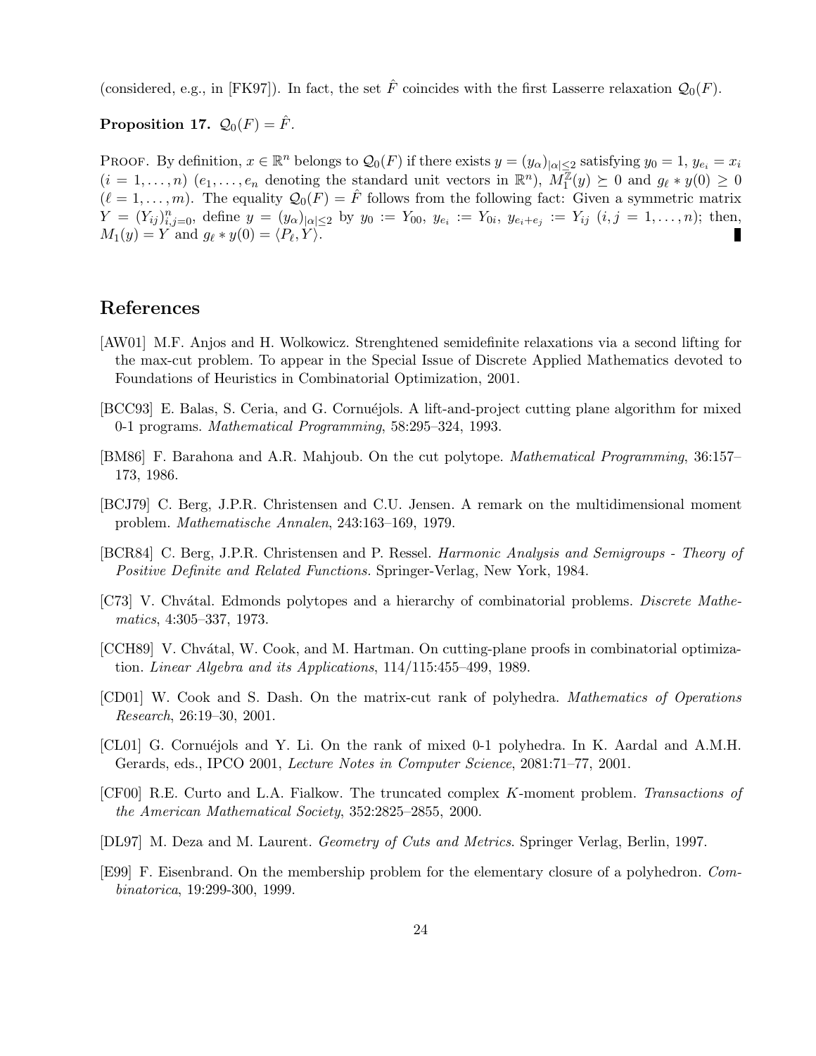(considered, e.g., in [FK97]). In fact, the set $\hat{F}$ coincides with the first Lasserre relaxation $\mathcal{Q}_0(F)$.

**Proposition 17.** $\mathcal{Q}_0(F) = \hat{F}$.

Proof. By definition, $x \in \mathbb{R}^n$ belongs to $\mathcal{Q}_0(F)$ if there exists $y = (y_\alpha)_{|\alpha| \leq 2}$ satisfying $y_0 = 1$, $y_{e_i} = x_i$ ($i = 1, \ldots, n$) ($e_1, \ldots, e_n$ denoting the standard unit vectors in $\mathbb{R}^n$), $M_1^{\mathbb{Z}}(y) \succeq 0$ and $g_\ell * y(0) \geq 0$ ($\ell = 1, \ldots, m$). The equality $\mathcal{Q}_0(F) = \hat{F}$ follows from the following fact: Given a symmetric matrix $Y = (Y_{ij})_{i,j=0}^n$, define $y = (y_\alpha)_{|\alpha| \leq 2}$ by $y_0 := Y_{00}$, $y_{e_i} := Y_{0i}$, $y_{e_i+e_j} := Y_{ij}$ ($i, j = 1, \ldots, n$); then, $M_1(y) = Y$ and $g_\ell * y(0) = \langle P_\ell, Y \rangle$. ∎

## References

[AW01] M.F. Anjos and H. Wolkowicz. Strenghtened semidefinite relaxations via a second lifting for the max-cut problem. To appear in the Special Issue of Discrete Applied Mathematics devoted to Foundations of Heuristics in Combinatorial Optimization, 2001.

[BCC93] E. Balas, S. Ceria, and G. Cornuéjols. A lift-and-project cutting plane algorithm for mixed 0-1 programs. *Mathematical Programming*, 58:295–324, 1993.

[BM86] F. Barahona and A.R. Mahjoub. On the cut polytope. *Mathematical Programming*, 36:157–173, 1986.

[BCJ79] C. Berg, J.P.R. Christensen and C.U. Jensen. A remark on the multidimensional moment problem. *Mathematische Annalen*, 243:163–169, 1979.

[BCR84] C. Berg, J.P.R. Christensen and P. Ressel. *Harmonic Analysis and Semigroups - Theory of Positive Definite and Related Functions.* Springer-Verlag, New York, 1984.

[C73] V. Chvátal. Edmonds polytopes and a hierarchy of combinatorial problems. *Discrete Mathematics*, 4:305–337, 1973.

[CCH89] V. Chvátal, W. Cook, and M. Hartman. On cutting-plane proofs in combinatorial optimization. *Linear Algebra and its Applications*, 114/115:455–499, 1989.

[CD01] W. Cook and S. Dash. On the matrix-cut rank of polyhedra. *Mathematics of Operations Research*, 26:19–30, 2001.

[CL01] G. Cornuéjols and Y. Li. On the rank of mixed 0-1 polyhedra. In K. Aardal and A.M.H. Gerards, eds., IPCO 2001, *Lecture Notes in Computer Science*, 2081:71–77, 2001.

[CF00] R.E. Curto and L.A. Fialkow. The truncated complex $K$-moment problem. *Transactions of the American Mathematical Society*, 352:2825–2855, 2000.

[DL97] M. Deza and M. Laurent. *Geometry of Cuts and Metrics.* Springer Verlag, Berlin, 1997.

[E99] F. Eisenbrand. On the membership problem for the elementary closure of a polyhedron. *Combinatorica*, 19:299-300, 1999.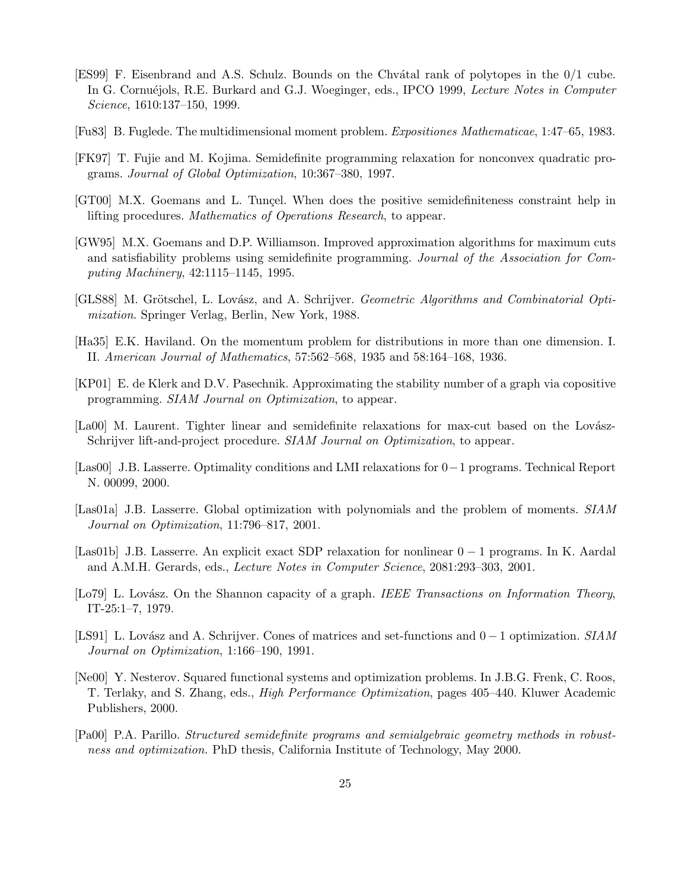[ES99] F. Eisenbrand and A.S. Schulz. Bounds on the Chvátal rank of polytopes in the $0/1$ cube. In G. Cornuéjols, R.E. Burkard and G.J. Woeginger, eds., IPCO 1999, *Lecture Notes in Computer Science*, 1610:137–150, 1999.

[Fu83] B. Fuglede. The multidimensional moment problem. *Expositiones Mathematicae*, 1:47–65, 1983.

[FK97] T. Fujie and M. Kojima. Semidefinite programming relaxation for nonconvex quadratic programs. *Journal of Global Optimization*, 10:367–380, 1997.

[GT00] M.X. Goemans and L. Tunçel. When does the positive semidefiniteness constraint help in lifting procedures. *Mathematics of Operations Research*, to appear.

[GW95] M.X. Goemans and D.P. Williamson. Improved approximation algorithms for maximum cuts and satisfiability problems using semidefinite programming. *Journal of the Association for Computing Machinery*, 42:1115–1145, 1995.

[GLS88] M. Grötschel, L. Lovász, and A. Schrijver. *Geometric Algorithms and Combinatorial Optimization*. Springer Verlag, Berlin, New York, 1988.

[Ha35] E.K. Haviland. On the momentum problem for distributions in more than one dimension. I. II. *American Journal of Mathematics*, 57:562–568, 1935 and 58:164–168, 1936.

[KP01] E. de Klerk and D.V. Pasechnik. Approximating the stability number of a graph via copositive programming. *SIAM Journal on Optimization*, to appear.

[La00] M. Laurent. Tighter linear and semidefinite relaxations for max-cut based on the Lovász-Schrijver lift-and-project procedure. *SIAM Journal on Optimization*, to appear.

[Las00] J.B. Lasserre. Optimality conditions and LMI relaxations for $0-1$ programs. Technical Report N. 00099, 2000.

[Las01a] J.B. Lasserre. Global optimization with polynomials and the problem of moments. *SIAM Journal on Optimization*, 11:796–817, 2001.

[Las01b] J.B. Lasserre. An explicit exact SDP relaxation for nonlinear $0-1$ programs. In K. Aardal and A.M.H. Gerards, eds., *Lecture Notes in Computer Science*, 2081:293–303, 2001.

[Lo79] L. Lovász. On the Shannon capacity of a graph. *IEEE Transactions on Information Theory*, IT-25:1–7, 1979.

[LS91] L. Lovász and A. Schrijver. Cones of matrices and set-functions and $0-1$ optimization. *SIAM Journal on Optimization*, 1:166–190, 1991.

[Ne00] Y. Nesterov. Squared functional systems and optimization problems. In J.B.G. Frenk, C. Roos, T. Terlaky, and S. Zhang, eds., *High Performance Optimization*, pages 405–440. Kluwer Academic Publishers, 2000.

[Pa00] P.A. Parillo. *Structured semidefinite programs and semialgebraic geometry methods in robustness and optimization.* PhD thesis, California Institute of Technology, May 2000.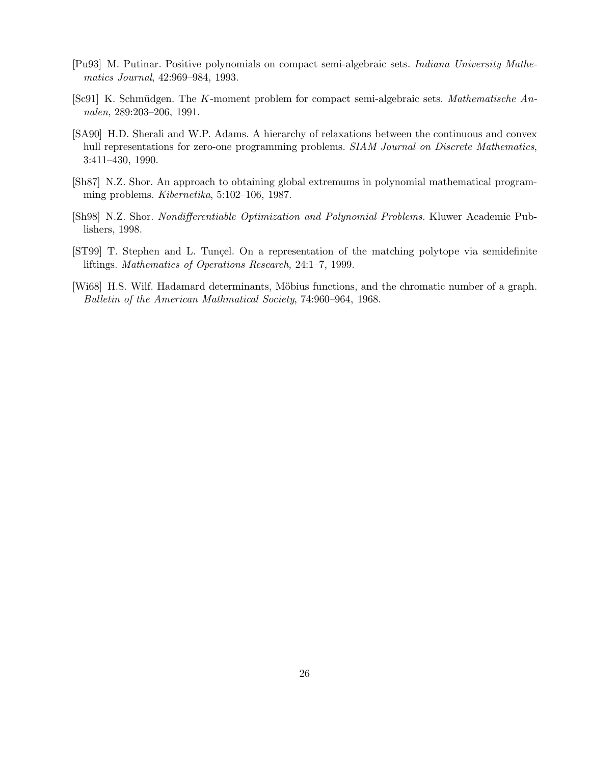[Pu93] M. Putinar. Positive polynomials on compact semi-algebraic sets. *Indiana University Mathematics Journal*, 42:969–984, 1993.

[Sc91] K. Schmüdgen. The $K$-moment problem for compact semi-algebraic sets. *Mathematische Annalen*, 289:203–206, 1991.

[SA90] H.D. Sherali and W.P. Adams. A hierarchy of relaxations between the continuous and convex hull representations for zero-one programming problems. *SIAM Journal on Discrete Mathematics*, 3:411–430, 1990.

[Sh87] N.Z. Shor. An approach to obtaining global extremums in polynomial mathematical programming problems. *Kibernetika*, 5:102–106, 1987.

[Sh98] N.Z. Shor. *Nondifferentiable Optimization and Polynomial Problems.* Kluwer Academic Publishers, 1998.

[ST99] T. Stephen and L. Tunçel. On a representation of the matching polytope via semidefinite liftings. *Mathematics of Operations Research*, 24:1–7, 1999.

[Wi68] H.S. Wilf. Hadamard determinants, Möbius functions, and the chromatic number of a graph. *Bulletin of the American Mathmatical Society*, 74:960–964, 1968.